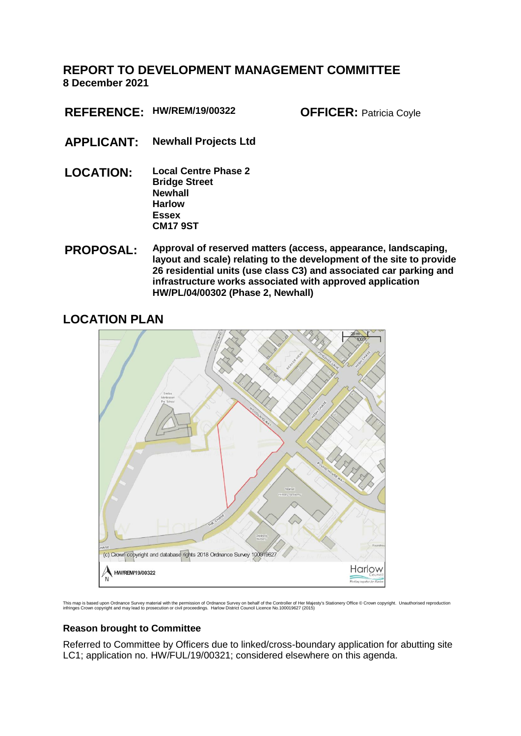# REPORT TO DEVELOPMENT MANAGEMENT COMMITTEE

**8 December 2021**

**REFERENCE:** **HW/REM/19/00322** **OFFICER:** Patricia Coyle

**APPLICANT:** **Newhall Projects Ltd**

**LOCATION:** **Local Centre Phase 2**
**Bridge Street**
**Newhall**
**Harlow**
**Essex**
**CM17 9ST**

**PROPOSAL:** **Approval of reserved matters (access, appearance, landscaping, layout and scale) relating to the development of the site to provide 26 residential units (use class C3) and associated car parking and infrastructure works associated with approved application HW/PL/04/00302 (Phase 2, Newhall)**

## LOCATION PLAN

(c) Crown copyright and database rights 2018 Ordnance Survey 100019627

HW/REM/19/00322

This map is based upon Ordnance Survey material with the permission of Ordnance Survey on behalf of the Controller of Her Majesty's Stationery Office © Crown copyright. Unauthorised reproduction infringes Crown copyright and may lead to prosecution or civil proceedings. Harlow District Council Licence No.100019627 (2015)

### Reason brought to Committee

Referred to Committee by Officers due to linked/cross-boundary application for abutting site LC1; application no. HW/FUL/19/00321; considered elsewhere on this agenda.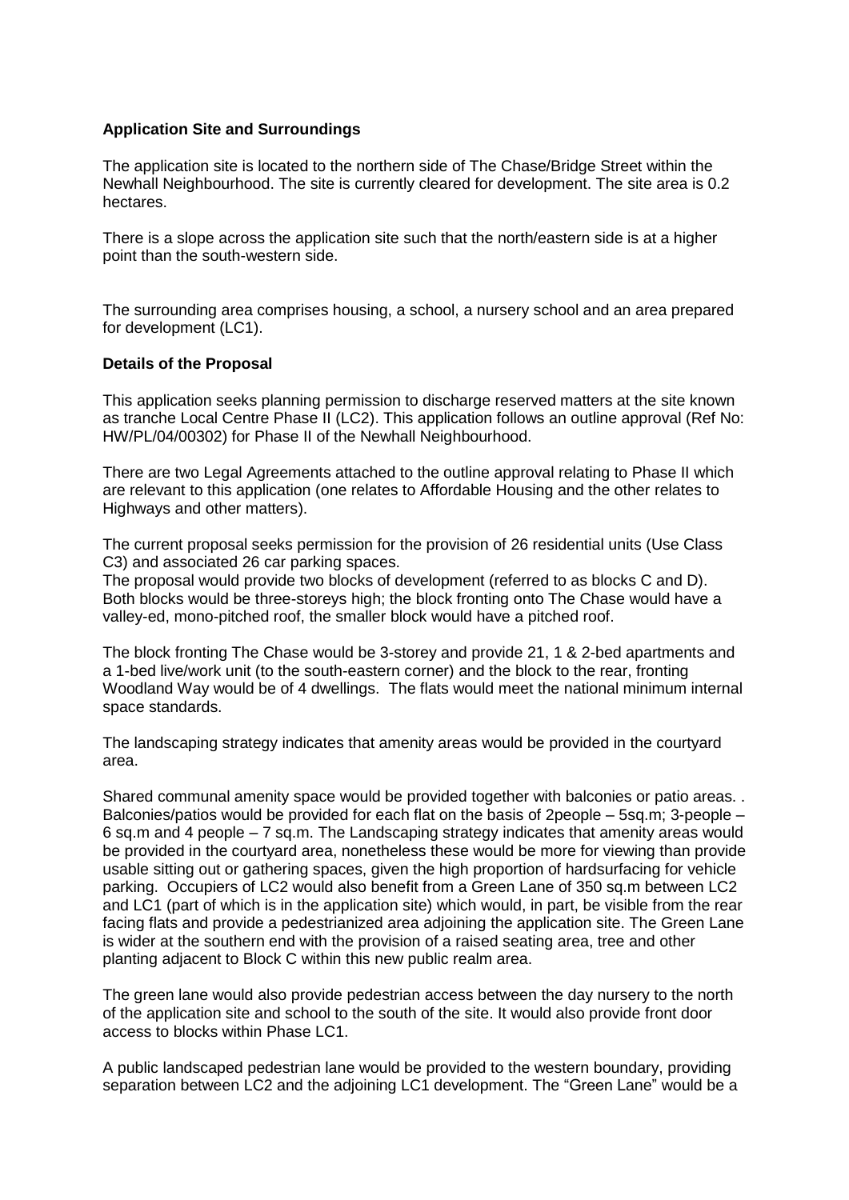**Application Site and Surroundings**

The application site is located to the northern side of The Chase/Bridge Street within the Newhall Neighbourhood. The site is currently cleared for development. The site area is 0.2 hectares.

There is a slope across the application site such that the north/eastern side is at a higher point than the south-western side.

The surrounding area comprises housing, a school, a nursery school and an area prepared for development (LC1).

**Details of the Proposal**

This application seeks planning permission to discharge reserved matters at the site known as tranche Local Centre Phase II (LC2). This application follows an outline approval (Ref No: HW/PL/04/00302) for Phase II of the Newhall Neighbourhood.

There are two Legal Agreements attached to the outline approval relating to Phase II which are relevant to this application (one relates to Affordable Housing and the other relates to Highways and other matters).

The current proposal seeks permission for the provision of 26 residential units (Use Class C3) and associated 26 car parking spaces.
The proposal would provide two blocks of development (referred to as blocks C and D). Both blocks would be three-storeys high; the block fronting onto The Chase would have a valley-ed, mono-pitched roof, the smaller block would have a pitched roof.

The block fronting The Chase would be 3-storey and provide 21, 1 & 2-bed apartments and a 1-bed live/work unit (to the south-eastern corner) and the block to the rear, fronting Woodland Way would be of 4 dwellings. The flats would meet the national minimum internal space standards.

The landscaping strategy indicates that amenity areas would be provided in the courtyard area.

Shared communal amenity space would be provided together with balconies or patio areas. . Balconies/patios would be provided for each flat on the basis of 2people – 5sq.m; 3-people – 6 sq.m and 4 people – 7 sq.m. The Landscaping strategy indicates that amenity areas would be provided in the courtyard area, nonetheless these would be more for viewing than provide usable sitting out or gathering spaces, given the high proportion of hardsurfacing for vehicle parking. Occupiers of LC2 would also benefit from a Green Lane of 350 sq.m between LC2 and LC1 (part of which is in the application site) which would, in part, be visible from the rear facing flats and provide a pedestrianized area adjoining the application site. The Green Lane is wider at the southern end with the provision of a raised seating area, tree and other planting adjacent to Block C within this new public realm area.

The green lane would also provide pedestrian access between the day nursery to the north of the application site and school to the south of the site. It would also provide front door access to blocks within Phase LC1.

A public landscaped pedestrian lane would be provided to the western boundary, providing separation between LC2 and the adjoining LC1 development. The "Green Lane" would be a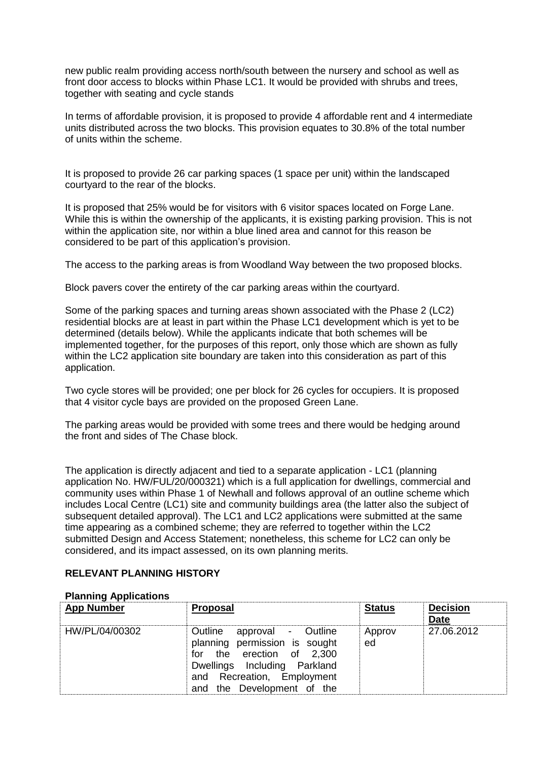new public realm providing access north/south between the nursery and school as well as front door access to blocks within Phase LC1. It would be provided with shrubs and trees, together with seating and cycle stands

In terms of affordable provision, it is proposed to provide 4 affordable rent and 4 intermediate units distributed across the two blocks. This provision equates to 30.8% of the total number of units within the scheme.

It is proposed to provide 26 car parking spaces (1 space per unit) within the landscaped courtyard to the rear of the blocks.

It is proposed that 25% would be for visitors with 6 visitor spaces located on Forge Lane. While this is within the ownership of the applicants, it is existing parking provision. This is not within the application site, nor within a blue lined area and cannot for this reason be considered to be part of this application's provision.

The access to the parking areas is from Woodland Way between the two proposed blocks.

Block pavers cover the entirety of the car parking areas within the courtyard.

Some of the parking spaces and turning areas shown associated with the Phase 2 (LC2) residential blocks are at least in part within the Phase LC1 development which is yet to be determined (details below). While the applicants indicate that both schemes will be implemented together, for the purposes of this report, only those which are shown as fully within the LC2 application site boundary are taken into this consideration as part of this application.

Two cycle stores will be provided; one per block for 26 cycles for occupiers. It is proposed that 4 visitor cycle bays are provided on the proposed Green Lane.

The parking areas would be provided with some trees and there would be hedging around the front and sides of The Chase block.

The application is directly adjacent and tied to a separate application - LC1 (planning application No. HW/FUL/20/000321) which is a full application for dwellings, commercial and community uses within Phase 1 of Newhall and follows approval of an outline scheme which includes Local Centre (LC1) site and community buildings area (the latter also the subject of subsequent detailed approval). The LC1 and LC2 applications were submitted at the same time appearing as a combined scheme; they are referred to together within the LC2 submitted Design and Access Statement; nonetheless, this scheme for LC2 can only be considered, and its impact assessed, on its own planning merits.

## RELEVANT PLANNING HISTORY

### Planning Applications

| App Number | Proposal | Status | Decision Date |
|---|---|---|---|
| HW/PL/04/00302 | Outline approval - Outline planning permission is sought for the erection of 2,300 Dwellings Including Parkland and Recreation, Employment and the Development of the | Approved | 27.06.2012 |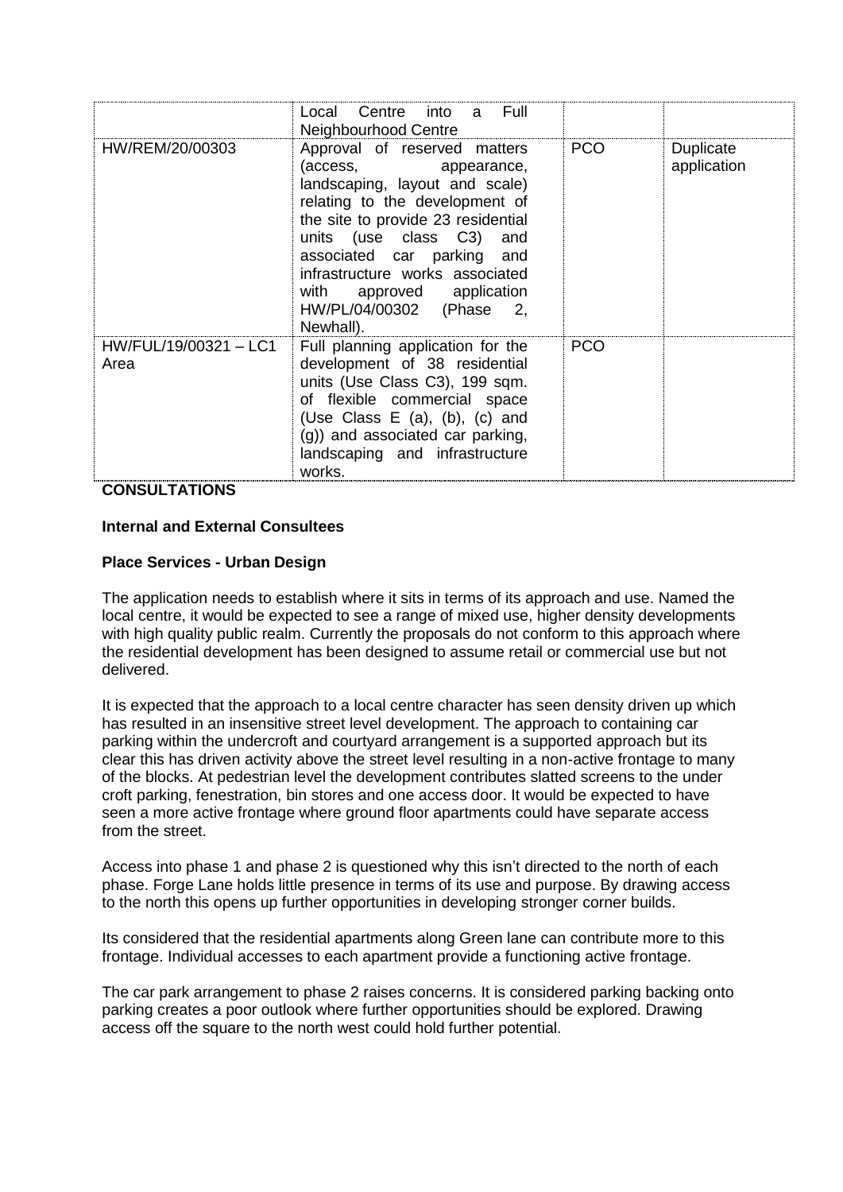| | | | |
|---|---|---|---|
| | Local Centre into a Full Neighbourhood Centre | | |
| HW/REM/20/00303 | Approval of reserved matters (access, appearance, landscaping, layout and scale) relating to the development of the site to provide 23 residential units (use class C3) and associated car parking and infrastructure works associated with approved application HW/PL/04/00302 (Phase 2, Newhall). | PCO | Duplicate application |
| HW/FUL/19/00321 – LC1 Area | Full planning application for the development of 38 residential units (Use Class C3), 199 sqm. of flexible commercial space (Use Class E (a), (b), (c) and (g)) and associated car parking, landscaping and infrastructure works. | PCO | |

**CONSULTATIONS**

**Internal and External Consultees**

**Place Services - Urban Design**

The application needs to establish where it sits in terms of its approach and use. Named the local centre, it would be expected to see a range of mixed use, higher density developments with high quality public realm. Currently the proposals do not conform to this approach where the residential development has been designed to assume retail or commercial use but not delivered.

It is expected that the approach to a local centre character has seen density driven up which has resulted in an insensitive street level development. The approach to containing car parking within the undercroft and courtyard arrangement is a supported approach but its clear this has driven activity above the street level resulting in a non-active frontage to many of the blocks. At pedestrian level the development contributes slatted screens to the under croft parking, fenestration, bin stores and one access door. It would be expected to have seen a more active frontage where ground floor apartments could have separate access from the street.

Access into phase 1 and phase 2 is questioned why this isn't directed to the north of each phase. Forge Lane holds little presence in terms of its use and purpose. By drawing access to the north this opens up further opportunities in developing stronger corner builds.

Its considered that the residential apartments along Green lane can contribute more to this frontage. Individual accesses to each apartment provide a functioning active frontage.

The car park arrangement to phase 2 raises concerns. It is considered parking backing onto parking creates a poor outlook where further opportunities should be explored. Drawing access off the square to the north west could hold further potential.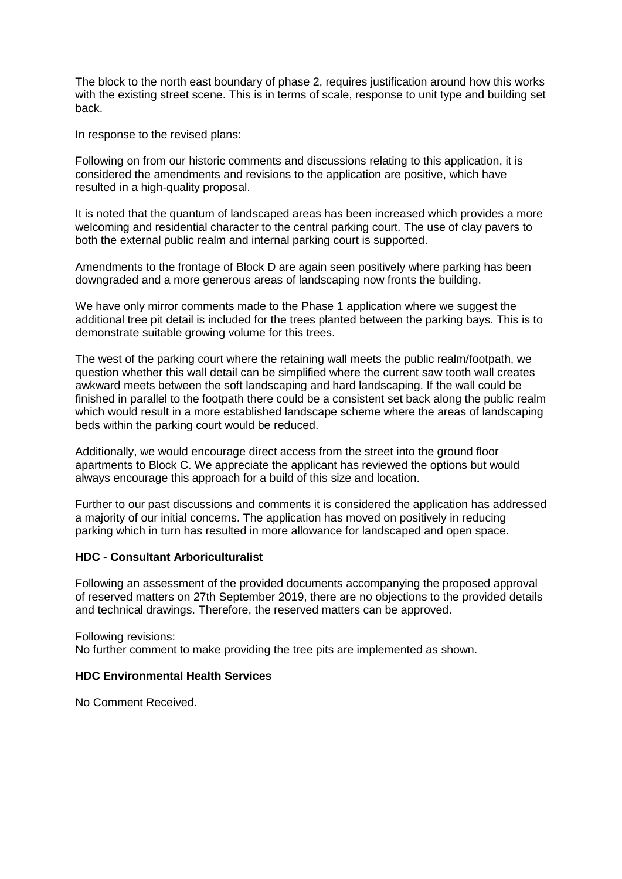The block to the north east boundary of phase 2, requires justification around how this works with the existing street scene. This is in terms of scale, response to unit type and building set back.

In response to the revised plans:

Following on from our historic comments and discussions relating to this application, it is considered the amendments and revisions to the application are positive, which have resulted in a high-quality proposal.

It is noted that the quantum of landscaped areas has been increased which provides a more welcoming and residential character to the central parking court. The use of clay pavers to both the external public realm and internal parking court is supported.

Amendments to the frontage of Block D are again seen positively where parking has been downgraded and a more generous areas of landscaping now fronts the building.

We have only mirror comments made to the Phase 1 application where we suggest the additional tree pit detail is included for the trees planted between the parking bays. This is to demonstrate suitable growing volume for this trees.

The west of the parking court where the retaining wall meets the public realm/footpath, we question whether this wall detail can be simplified where the current saw tooth wall creates awkward meets between the soft landscaping and hard landscaping. If the wall could be finished in parallel to the footpath there could be a consistent set back along the public realm which would result in a more established landscape scheme where the areas of landscaping beds within the parking court would be reduced.

Additionally, we would encourage direct access from the street into the ground floor apartments to Block C. We appreciate the applicant has reviewed the options but would always encourage this approach for a build of this size and location.

Further to our past discussions and comments it is considered the application has addressed a majority of our initial concerns. The application has moved on positively in reducing parking which in turn has resulted in more allowance for landscaped and open space.

**HDC - Consultant Arboriculturalist**

Following an assessment of the provided documents accompanying the proposed approval of reserved matters on 27th September 2019, there are no objections to the provided details and technical drawings. Therefore, the reserved matters can be approved.

Following revisions:
No further comment to make providing the tree pits are implemented as shown.

**HDC Environmental Health Services**

No Comment Received.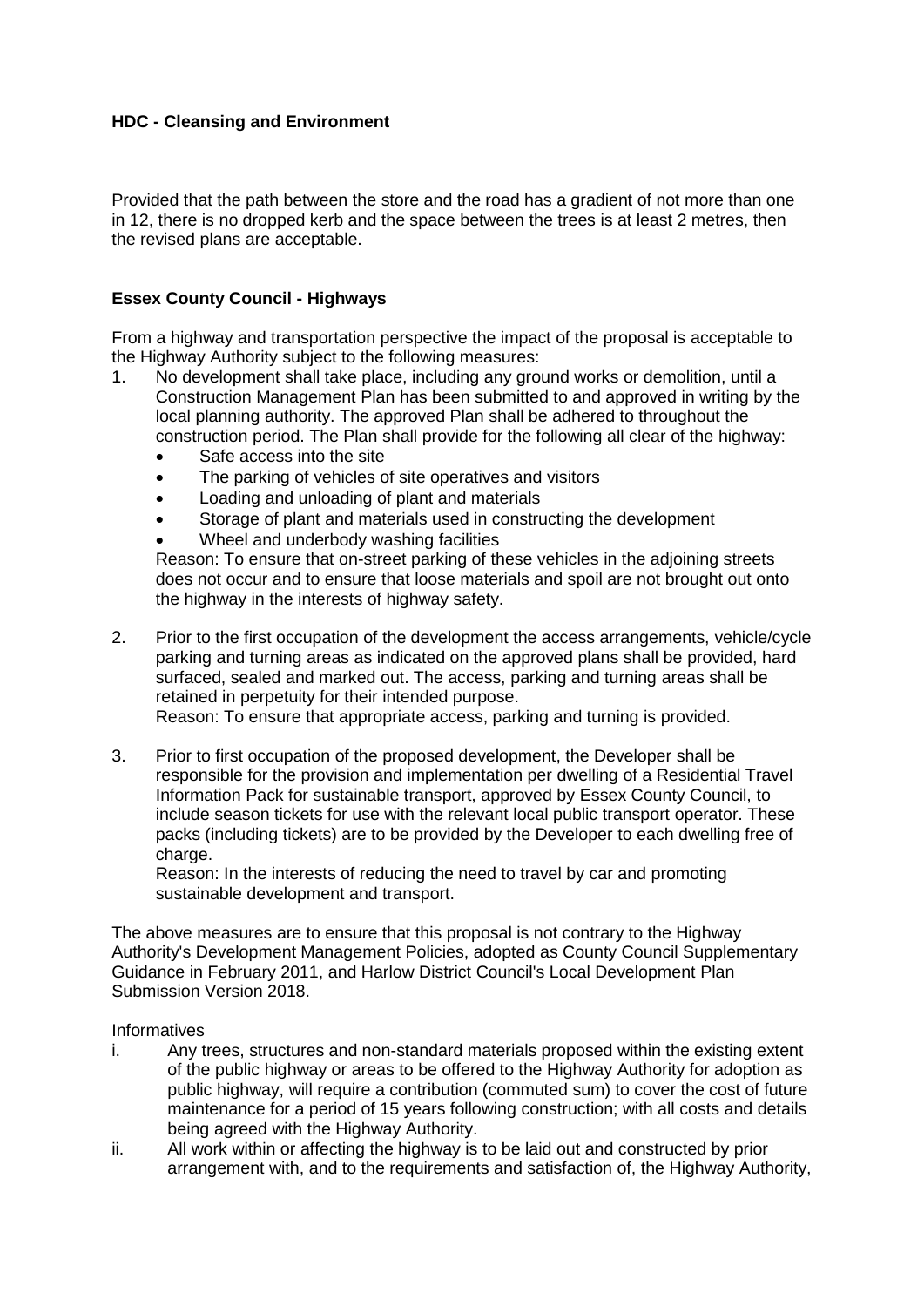**HDC - Cleansing and Environment**

Provided that the path between the store and the road has a gradient of not more than one in 12, there is no dropped kerb and the space between the trees is at least 2 metres, then the revised plans are acceptable.

**Essex County Council - Highways**

From a highway and transportation perspective the impact of the proposal is acceptable to the Highway Authority subject to the following measures:

1. No development shall take place, including any ground works or demolition, until a Construction Management Plan has been submitted to and approved in writing by the local planning authority. The approved Plan shall be adhered to throughout the construction period. The Plan shall provide for the following all clear of the highway:
   - Safe access into the site
   - The parking of vehicles of site operatives and visitors
   - Loading and unloading of plant and materials
   - Storage of plant and materials used in constructing the development
   - Wheel and underbody washing facilities

   Reason: To ensure that on-street parking of these vehicles in the adjoining streets does not occur and to ensure that loose materials and spoil are not brought out onto the highway in the interests of highway safety.

2. Prior to the first occupation of the development the access arrangements, vehicle/cycle parking and turning areas as indicated on the approved plans shall be provided, hard surfaced, sealed and marked out. The access, parking and turning areas shall be retained in perpetuity for their intended purpose.
   Reason: To ensure that appropriate access, parking and turning is provided.

3. Prior to first occupation of the proposed development, the Developer shall be responsible for the provision and implementation per dwelling of a Residential Travel Information Pack for sustainable transport, approved by Essex County Council, to include season tickets for use with the relevant local public transport operator. These packs (including tickets) are to be provided by the Developer to each dwelling free of charge.
   Reason: In the interests of reducing the need to travel by car and promoting sustainable development and transport.

The above measures are to ensure that this proposal is not contrary to the Highway Authority's Development Management Policies, adopted as County Council Supplementary Guidance in February 2011, and Harlow District Council's Local Development Plan Submission Version 2018.

Informatives

i. Any trees, structures and non-standard materials proposed within the existing extent of the public highway or areas to be offered to the Highway Authority for adoption as public highway, will require a contribution (commuted sum) to cover the cost of future maintenance for a period of 15 years following construction; with all costs and details being agreed with the Highway Authority.

ii. All work within or affecting the highway is to be laid out and constructed by prior arrangement with, and to the requirements and satisfaction of, the Highway Authority,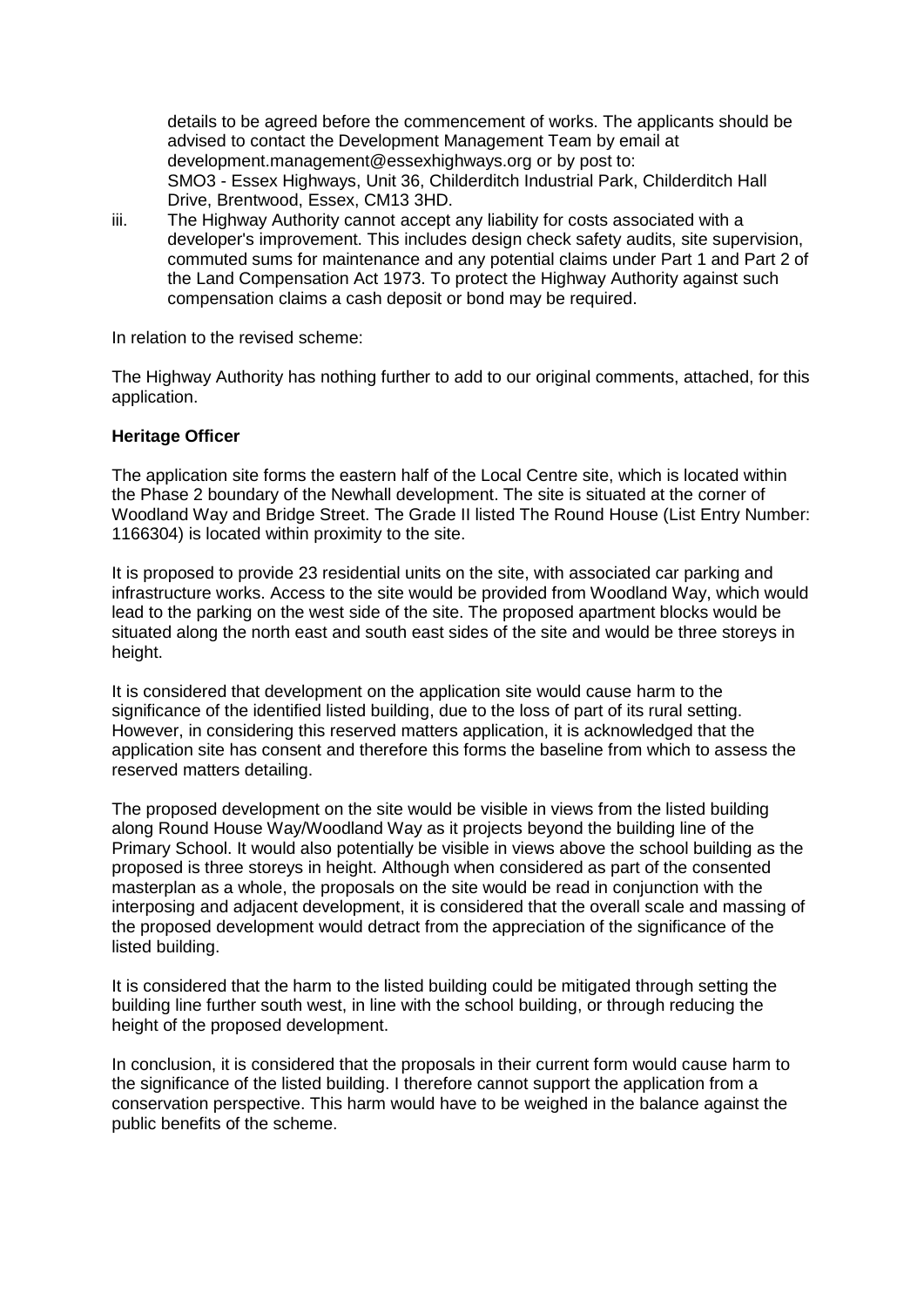details to be agreed before the commencement of works. The applicants should be advised to contact the Development Management Team by email at development.management@essexhighways.org or by post to: SMO3 - Essex Highways, Unit 36, Childerditch Industrial Park, Childerditch Hall Drive, Brentwood, Essex, CM13 3HD.

iii. The Highway Authority cannot accept any liability for costs associated with a developer's improvement. This includes design check safety audits, site supervision, commuted sums for maintenance and any potential claims under Part 1 and Part 2 of the Land Compensation Act 1973. To protect the Highway Authority against such compensation claims a cash deposit or bond may be required.

In relation to the revised scheme:

The Highway Authority has nothing further to add to our original comments, attached, for this application.

**Heritage Officer**

The application site forms the eastern half of the Local Centre site, which is located within the Phase 2 boundary of the Newhall development. The site is situated at the corner of Woodland Way and Bridge Street. The Grade II listed The Round House (List Entry Number: 1166304) is located within proximity to the site.

It is proposed to provide 23 residential units on the site, with associated car parking and infrastructure works. Access to the site would be provided from Woodland Way, which would lead to the parking on the west side of the site. The proposed apartment blocks would be situated along the north east and south east sides of the site and would be three storeys in height.

It is considered that development on the application site would cause harm to the significance of the identified listed building, due to the loss of part of its rural setting. However, in considering this reserved matters application, it is acknowledged that the application site has consent and therefore this forms the baseline from which to assess the reserved matters detailing.

The proposed development on the site would be visible in views from the listed building along Round House Way/Woodland Way as it projects beyond the building line of the Primary School. It would also potentially be visible in views above the school building as the proposed is three storeys in height. Although when considered as part of the consented masterplan as a whole, the proposals on the site would be read in conjunction with the interposing and adjacent development, it is considered that the overall scale and massing of the proposed development would detract from the appreciation of the significance of the listed building.

It is considered that the harm to the listed building could be mitigated through setting the building line further south west, in line with the school building, or through reducing the height of the proposed development.

In conclusion, it is considered that the proposals in their current form would cause harm to the significance of the listed building. I therefore cannot support the application from a conservation perspective. This harm would have to be weighed in the balance against the public benefits of the scheme.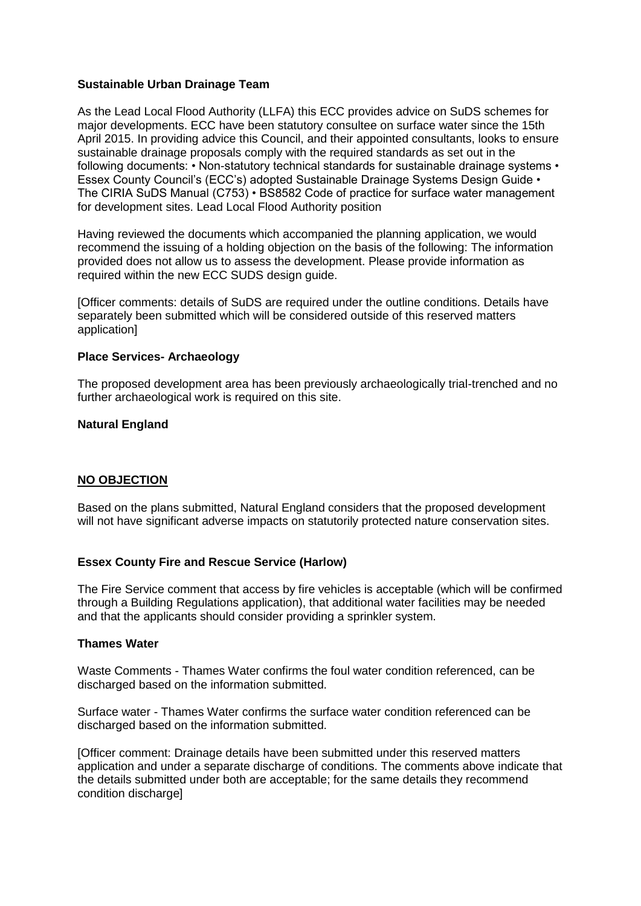**Sustainable Urban Drainage Team**

As the Lead Local Flood Authority (LLFA) this ECC provides advice on SuDS schemes for major developments. ECC have been statutory consultee on surface water since the 15th April 2015. In providing advice this Council, and their appointed consultants, looks to ensure sustainable drainage proposals comply with the required standards as set out in the following documents: • Non-statutory technical standards for sustainable drainage systems • Essex County Council's (ECC's) adopted Sustainable Drainage Systems Design Guide • The CIRIA SuDS Manual (C753) • BS8582 Code of practice for surface water management for development sites. Lead Local Flood Authority position

Having reviewed the documents which accompanied the planning application, we would recommend the issuing of a holding objection on the basis of the following: The information provided does not allow us to assess the development. Please provide information as required within the new ECC SUDS design guide.

[Officer comments: details of SuDS are required under the outline conditions. Details have separately been submitted which will be considered outside of this reserved matters application]

**Place Services- Archaeology**

The proposed development area has been previously archaeologically trial-trenched and no further archaeological work is required on this site.

**Natural England**

**NO OBJECTION**

Based on the plans submitted, Natural England considers that the proposed development will not have significant adverse impacts on statutorily protected nature conservation sites.

**Essex County Fire and Rescue Service (Harlow)**

The Fire Service comment that access by fire vehicles is acceptable (which will be confirmed through a Building Regulations application), that additional water facilities may be needed and that the applicants should consider providing a sprinkler system.

**Thames Water**

Waste Comments - Thames Water confirms the foul water condition referenced, can be discharged based on the information submitted.

Surface water - Thames Water confirms the surface water condition referenced can be discharged based on the information submitted.

[Officer comment: Drainage details have been submitted under this reserved matters application and under a separate discharge of conditions. The comments above indicate that the details submitted under both are acceptable; for the same details they recommend condition discharge]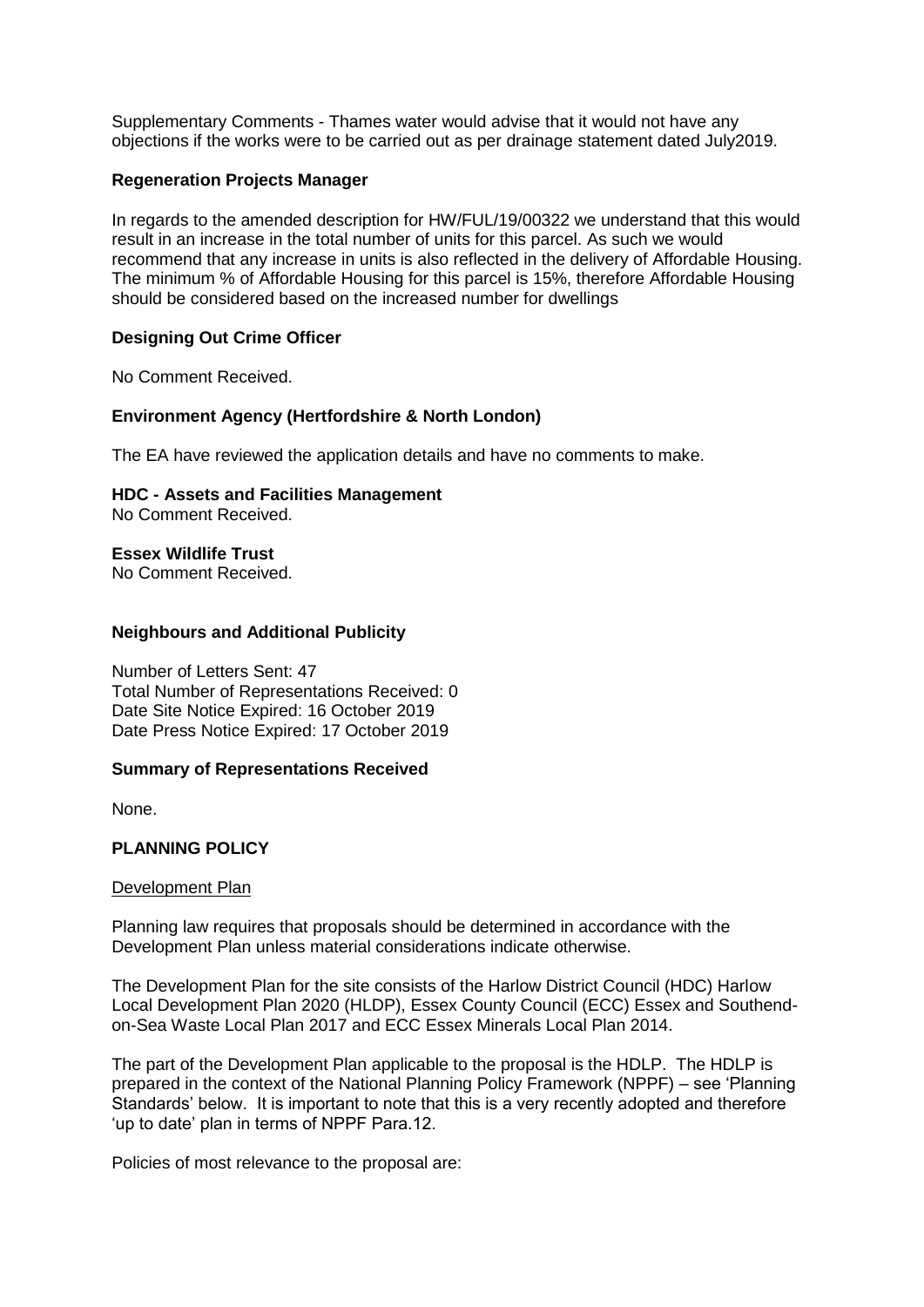Supplementary Comments - Thames water would advise that it would not have any objections if the works were to be carried out as per drainage statement dated July2019.

**Regeneration Projects Manager**

In regards to the amended description for HW/FUL/19/00322 we understand that this would result in an increase in the total number of units for this parcel. As such we would recommend that any increase in units is also reflected in the delivery of Affordable Housing. The minimum % of Affordable Housing for this parcel is 15%, therefore Affordable Housing should be considered based on the increased number for dwellings

**Designing Out Crime Officer**

No Comment Received.

**Environment Agency (Hertfordshire & North London)**

The EA have reviewed the application details and have no comments to make.

**HDC - Assets and Facilities Management**

No Comment Received.

**Essex Wildlife Trust**

No Comment Received.

**Neighbours and Additional Publicity**

Number of Letters Sent: 47
Total Number of Representations Received: 0
Date Site Notice Expired: 16 October 2019
Date Press Notice Expired: 17 October 2019

**Summary of Representations Received**

None.

**PLANNING POLICY**

Development Plan

Planning law requires that proposals should be determined in accordance with the Development Plan unless material considerations indicate otherwise.

The Development Plan for the site consists of the Harlow District Council (HDC) Harlow Local Development Plan 2020 (HLDP), Essex County Council (ECC) Essex and Southend-on-Sea Waste Local Plan 2017 and ECC Essex Minerals Local Plan 2014.

The part of the Development Plan applicable to the proposal is the HDLP. The HDLP is prepared in the context of the National Planning Policy Framework (NPPF) – see 'Planning Standards' below. It is important to note that this is a very recently adopted and therefore 'up to date' plan in terms of NPPF Para.12.

Policies of most relevance to the proposal are: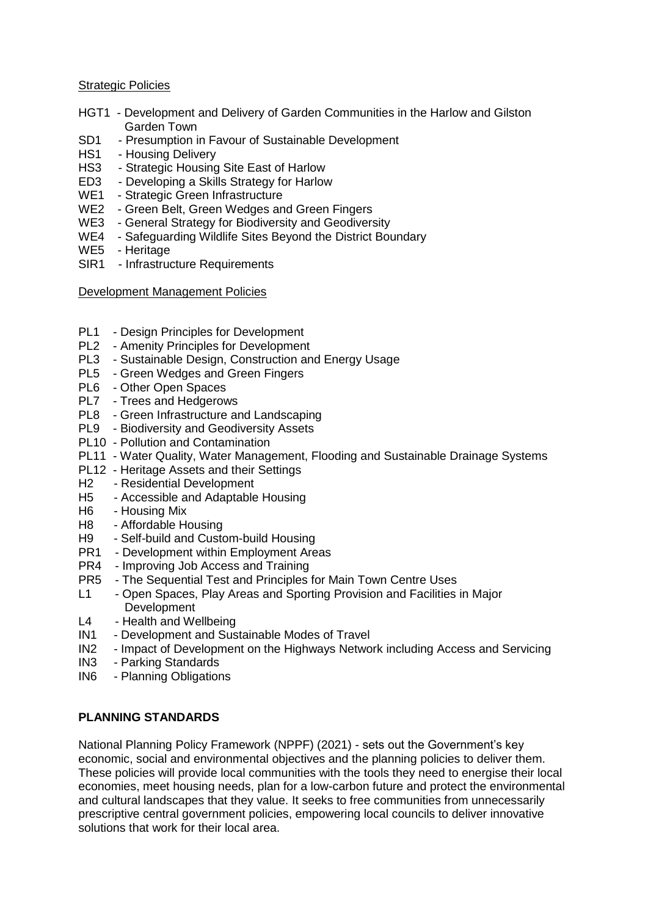Strategic Policies

- HGT1 - Development and Delivery of Garden Communities in the Harlow and Gilston Garden Town
- SD1 - Presumption in Favour of Sustainable Development
- HS1 - Housing Delivery
- HS3 - Strategic Housing Site East of Harlow
- ED3 - Developing a Skills Strategy for Harlow
- WE1 - Strategic Green Infrastructure
- WE2 - Green Belt, Green Wedges and Green Fingers
- WE3 - General Strategy for Biodiversity and Geodiversity
- WE4 - Safeguarding Wildlife Sites Beyond the District Boundary
- WE5 - Heritage
- SIR1 - Infrastructure Requirements

Development Management Policies

- PL1 - Design Principles for Development
- PL2 - Amenity Principles for Development
- PL3 - Sustainable Design, Construction and Energy Usage
- PL5 - Green Wedges and Green Fingers
- PL6 - Other Open Spaces
- PL7 - Trees and Hedgerows
- PL8 - Green Infrastructure and Landscaping
- PL9 - Biodiversity and Geodiversity Assets
- PL10 - Pollution and Contamination
- PL11 - Water Quality, Water Management, Flooding and Sustainable Drainage Systems
- PL12 - Heritage Assets and their Settings
- H2 - Residential Development
- H5 - Accessible and Adaptable Housing
- H6 - Housing Mix
- H8 - Affordable Housing
- H9 - Self-build and Custom-build Housing
- PR1 - Development within Employment Areas
- PR4 - Improving Job Access and Training
- PR5 - The Sequential Test and Principles for Main Town Centre Uses
- L1 - Open Spaces, Play Areas and Sporting Provision and Facilities in Major Development
- L4 - Health and Wellbeing
- IN1 - Development and Sustainable Modes of Travel
- IN2 - Impact of Development on the Highways Network including Access and Servicing
- IN3 - Parking Standards
- IN6 - Planning Obligations

**PLANNING STANDARDS**

National Planning Policy Framework (NPPF) (2021) - sets out the Government's key economic, social and environmental objectives and the planning policies to deliver them. These policies will provide local communities with the tools they need to energise their local economies, meet housing needs, plan for a low-carbon future and protect the environmental and cultural landscapes that they value. It seeks to free communities from unnecessarily prescriptive central government policies, empowering local councils to deliver innovative solutions that work for their local area.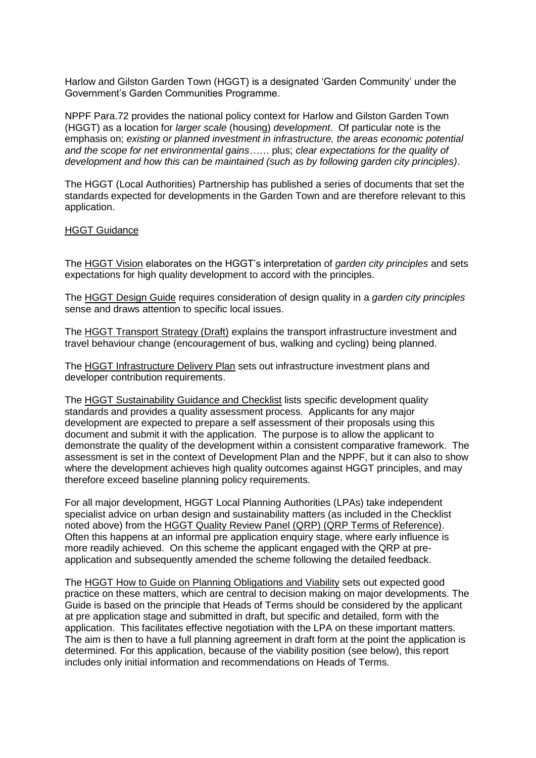Harlow and Gilston Garden Town (HGGT) is a designated 'Garden Community' under the Government's Garden Communities Programme.

NPPF Para.72 provides the national policy context for Harlow and Gilston Garden Town (HGGT) as a location for *larger scale* (housing) *development*. Of particular note is the emphasis on; *existing or planned investment in infrastructure, the areas economic potential and the scope for net environmental gains……* plus; *clear expectations for the quality of development and how this can be maintained (such as by following garden city principles)*.

The HGGT (Local Authorities) Partnership has published a series of documents that set the standards expected for developments in the Garden Town and are therefore relevant to this application.

HGGT Guidance

The HGGT Vision elaborates on the HGGT's interpretation of *garden city principles* and sets expectations for high quality development to accord with the principles.

The HGGT Design Guide requires consideration of design quality in a *garden city principles* sense and draws attention to specific local issues.

The HGGT Transport Strategy (Draft) explains the transport infrastructure investment and travel behaviour change (encouragement of bus, walking and cycling) being planned.

The HGGT Infrastructure Delivery Plan sets out infrastructure investment plans and developer contribution requirements.

The HGGT Sustainability Guidance and Checklist lists specific development quality standards and provides a quality assessment process. Applicants for any major development are expected to prepare a self assessment of their proposals using this document and submit it with the application. The purpose is to allow the applicant to demonstrate the quality of the development within a consistent comparative framework. The assessment is set in the context of Development Plan and the NPPF, but it can also to show where the development achieves high quality outcomes against HGGT principles, and may therefore exceed baseline planning policy requirements.

For all major development, HGGT Local Planning Authorities (LPAs) take independent specialist advice on urban design and sustainability matters (as included in the Checklist noted above) from the HGGT Quality Review Panel (QRP) (QRP Terms of Reference). Often this happens at an informal pre application enquiry stage, where early influence is more readily achieved. On this scheme the applicant engaged with the QRP at pre-application and subsequently amended the scheme following the detailed feedback.

The HGGT How to Guide on Planning Obligations and Viability sets out expected good practice on these matters, which are central to decision making on major developments. The Guide is based on the principle that Heads of Terms should be considered by the applicant at pre application stage and submitted in draft, but specific and detailed, form with the application. This facilitates effective negotiation with the LPA on these important matters. The aim is then to have a full planning agreement in draft form at the point the application is determined. For this application, because of the viability position (see below), this report includes only initial information and recommendations on Heads of Terms.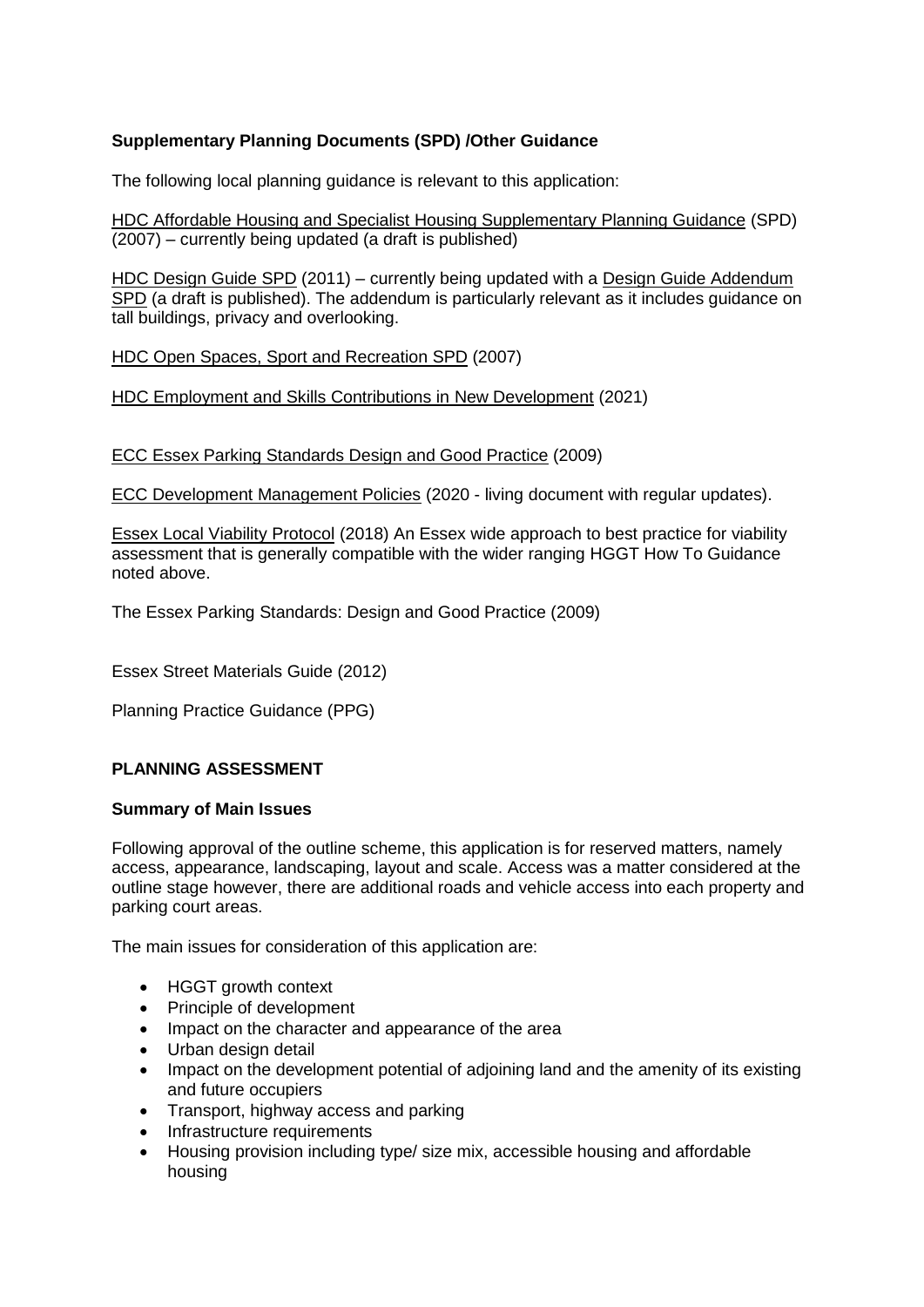**Supplementary Planning Documents (SPD) /Other Guidance**

The following local planning guidance is relevant to this application:

HDC Affordable Housing and Specialist Housing Supplementary Planning Guidance (SPD) (2007) – currently being updated (a draft is published)

HDC Design Guide SPD (2011) – currently being updated with a Design Guide Addendum SPD (a draft is published). The addendum is particularly relevant as it includes guidance on tall buildings, privacy and overlooking.

HDC Open Spaces, Sport and Recreation SPD (2007)

HDC Employment and Skills Contributions in New Development (2021)

ECC Essex Parking Standards Design and Good Practice (2009)

ECC Development Management Policies (2020 - living document with regular updates).

Essex Local Viability Protocol (2018) An Essex wide approach to best practice for viability assessment that is generally compatible with the wider ranging HGGT How To Guidance noted above.

The Essex Parking Standards: Design and Good Practice (2009)

Essex Street Materials Guide (2012)

Planning Practice Guidance (PPG)

**PLANNING ASSESSMENT**

**Summary of Main Issues**

Following approval of the outline scheme, this application is for reserved matters, namely access, appearance, landscaping, layout and scale. Access was a matter considered at the outline stage however, there are additional roads and vehicle access into each property and parking court areas.

The main issues for consideration of this application are:

- HGGT growth context
- Principle of development
- Impact on the character and appearance of the area
- Urban design detail
- Impact on the development potential of adjoining land and the amenity of its existing and future occupiers
- Transport, highway access and parking
- Infrastructure requirements
- Housing provision including type/ size mix, accessible housing and affordable housing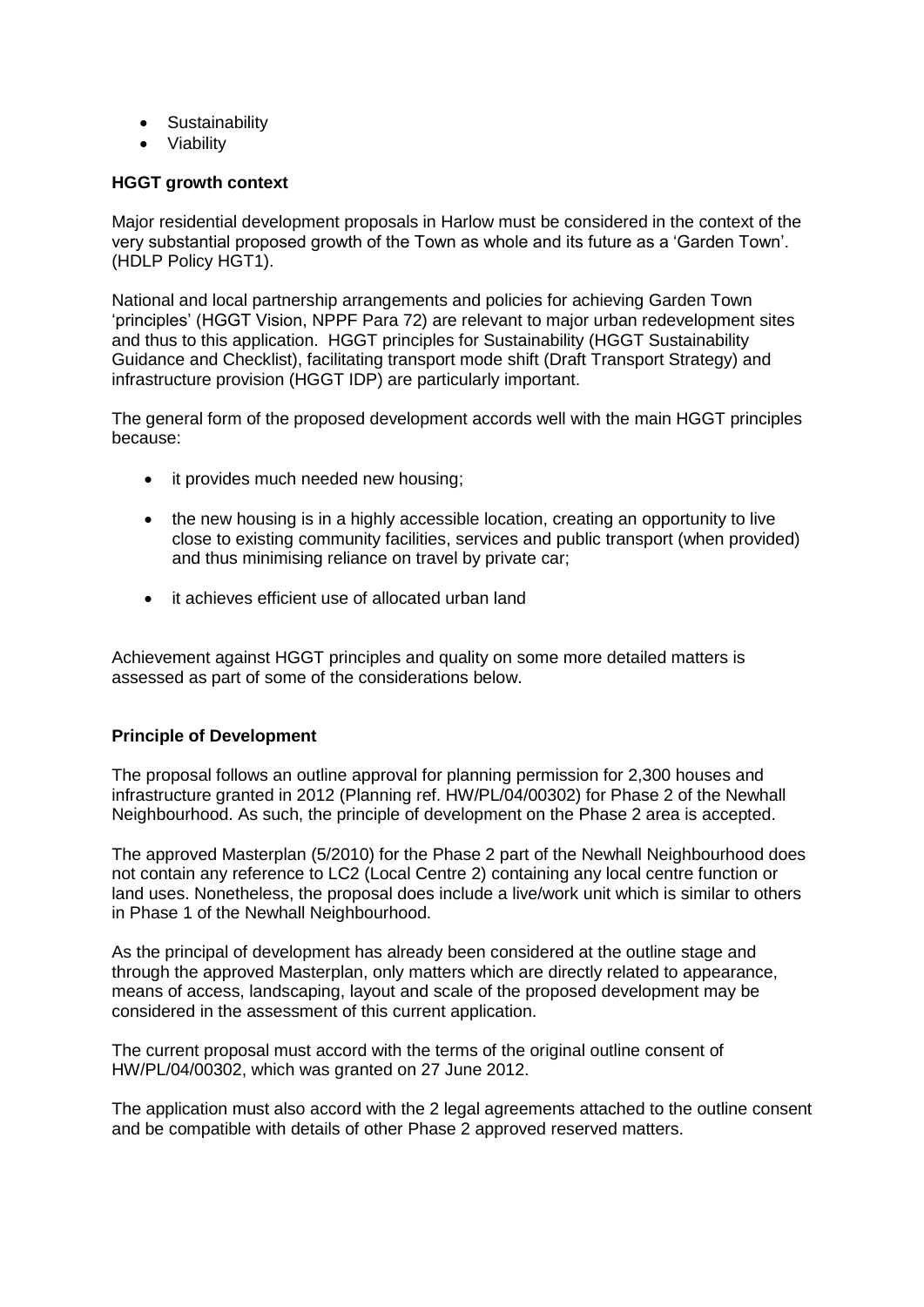- Sustainability
- Viability

**HGGT growth context**

Major residential development proposals in Harlow must be considered in the context of the very substantial proposed growth of the Town as whole and its future as a 'Garden Town'. (HDLP Policy HGT1).

National and local partnership arrangements and policies for achieving Garden Town 'principles' (HGGT Vision, NPPF Para 72) are relevant to major urban redevelopment sites and thus to this application. HGGT principles for Sustainability (HGGT Sustainability Guidance and Checklist), facilitating transport mode shift (Draft Transport Strategy) and infrastructure provision (HGGT IDP) are particularly important.

The general form of the proposed development accords well with the main HGGT principles because:

- it provides much needed new housing;
- the new housing is in a highly accessible location, creating an opportunity to live close to existing community facilities, services and public transport (when provided) and thus minimising reliance on travel by private car;
- it achieves efficient use of allocated urban land

Achievement against HGGT principles and quality on some more detailed matters is assessed as part of some of the considerations below.

**Principle of Development**

The proposal follows an outline approval for planning permission for 2,300 houses and infrastructure granted in 2012 (Planning ref. HW/PL/04/00302) for Phase 2 of the Newhall Neighbourhood. As such, the principle of development on the Phase 2 area is accepted.

The approved Masterplan (5/2010) for the Phase 2 part of the Newhall Neighbourhood does not contain any reference to LC2 (Local Centre 2) containing any local centre function or land uses. Nonetheless, the proposal does include a live/work unit which is similar to others in Phase 1 of the Newhall Neighbourhood.

As the principal of development has already been considered at the outline stage and through the approved Masterplan, only matters which are directly related to appearance, means of access, landscaping, layout and scale of the proposed development may be considered in the assessment of this current application.

The current proposal must accord with the terms of the original outline consent of HW/PL/04/00302, which was granted on 27 June 2012.

The application must also accord with the 2 legal agreements attached to the outline consent and be compatible with details of other Phase 2 approved reserved matters.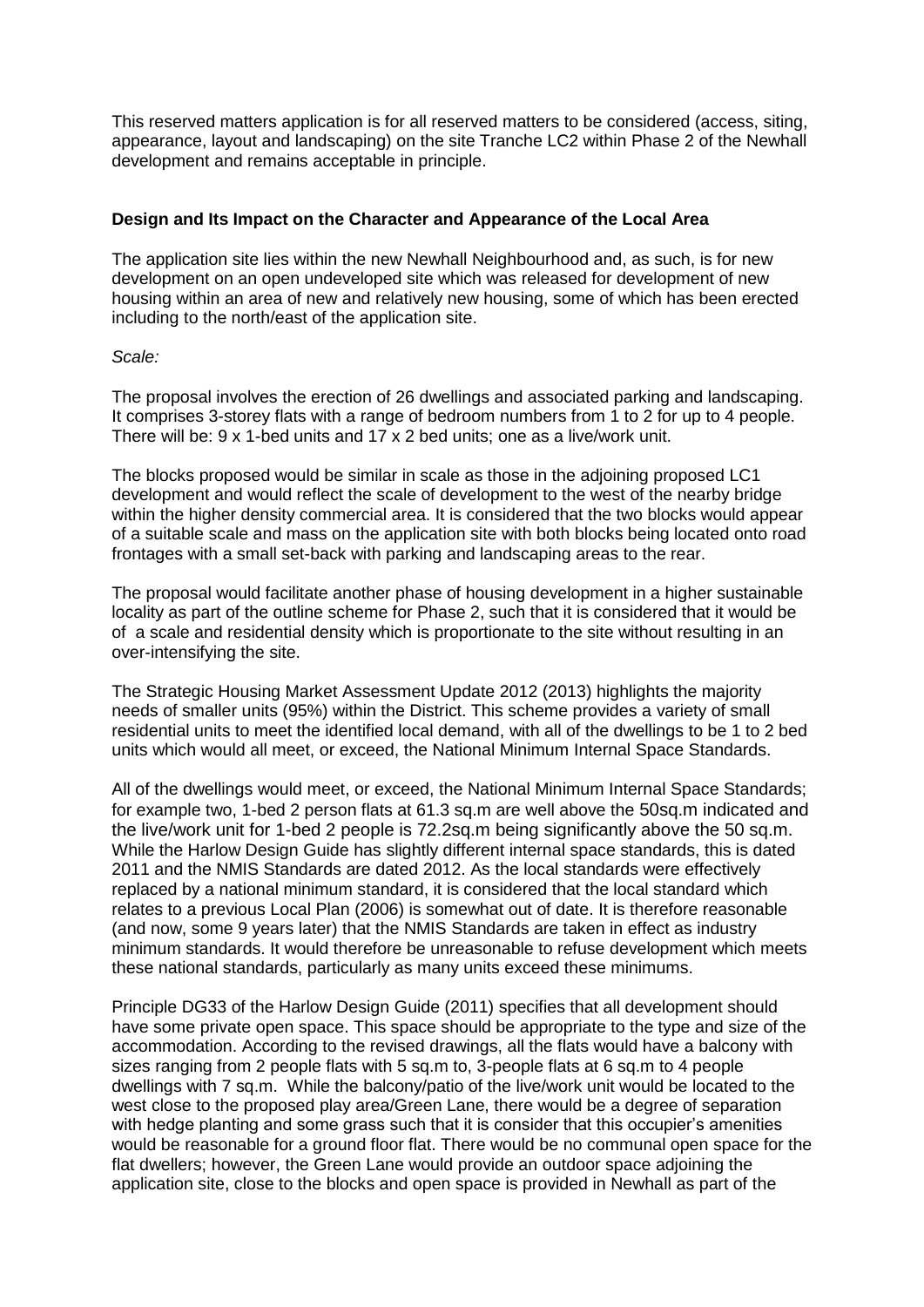This reserved matters application is for all reserved matters to be considered (access, siting, appearance, layout and landscaping) on the site Tranche LC2 within Phase 2 of the Newhall development and remains acceptable in principle.

**Design and Its Impact on the Character and Appearance of the Local Area**

The application site lies within the new Newhall Neighbourhood and, as such, is for new development on an open undeveloped site which was released for development of new housing within an area of new and relatively new housing, some of which has been erected including to the north/east of the application site.

*Scale:*

The proposal involves the erection of 26 dwellings and associated parking and landscaping. It comprises 3-storey flats with a range of bedroom numbers from 1 to 2 for up to 4 people. There will be: 9 x 1-bed units and 17 x 2 bed units; one as a live/work unit.

The blocks proposed would be similar in scale as those in the adjoining proposed LC1 development and would reflect the scale of development to the west of the nearby bridge within the higher density commercial area. It is considered that the two blocks would appear of a suitable scale and mass on the application site with both blocks being located onto road frontages with a small set-back with parking and landscaping areas to the rear.

The proposal would facilitate another phase of housing development in a higher sustainable locality as part of the outline scheme for Phase 2, such that it is considered that it would be of a scale and residential density which is proportionate to the site without resulting in an over-intensifying the site.

The Strategic Housing Market Assessment Update 2012 (2013) highlights the majority needs of smaller units (95%) within the District. This scheme provides a variety of small residential units to meet the identified local demand, with all of the dwellings to be 1 to 2 bed units which would all meet, or exceed, the National Minimum Internal Space Standards.

All of the dwellings would meet, or exceed, the National Minimum Internal Space Standards; for example two, 1-bed 2 person flats at 61.3 sq.m are well above the 50sq.m indicated and the live/work unit for 1-bed 2 people is 72.2sq.m being significantly above the 50 sq.m. While the Harlow Design Guide has slightly different internal space standards, this is dated 2011 and the NMIS Standards are dated 2012. As the local standards were effectively replaced by a national minimum standard, it is considered that the local standard which relates to a previous Local Plan (2006) is somewhat out of date. It is therefore reasonable (and now, some 9 years later) that the NMIS Standards are taken in effect as industry minimum standards. It would therefore be unreasonable to refuse development which meets these national standards, particularly as many units exceed these minimums.

Principle DG33 of the Harlow Design Guide (2011) specifies that all development should have some private open space. This space should be appropriate to the type and size of the accommodation. According to the revised drawings, all the flats would have a balcony with sizes ranging from 2 people flats with 5 sq.m to, 3-people flats at 6 sq.m to 4 people dwellings with 7 sq.m. While the balcony/patio of the live/work unit would be located to the west close to the proposed play area/Green Lane, there would be a degree of separation with hedge planting and some grass such that it is consider that this occupier's amenities would be reasonable for a ground floor flat. There would be no communal open space for the flat dwellers; however, the Green Lane would provide an outdoor space adjoining the application site, close to the blocks and open space is provided in Newhall as part of the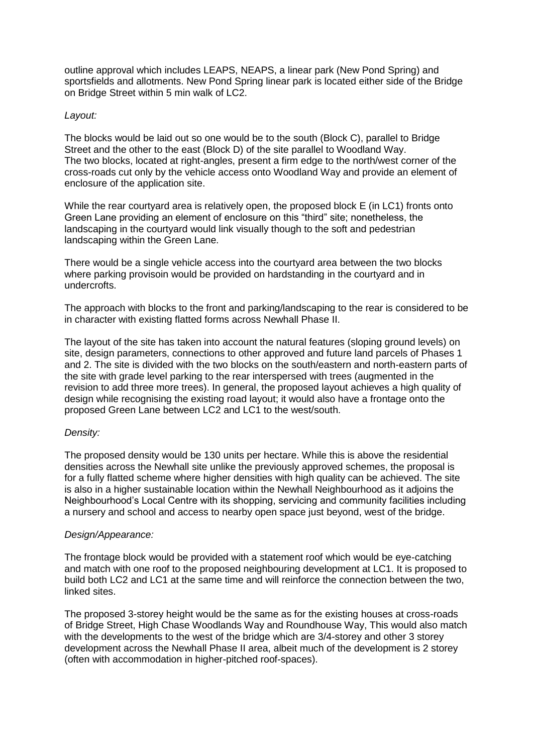outline approval which includes LEAPS, NEAPS, a linear park (New Pond Spring) and sportsfields and allotments. New Pond Spring linear park is located either side of the Bridge on Bridge Street within 5 min walk of LC2.

*Layout:*

The blocks would be laid out so one would be to the south (Block C), parallel to Bridge Street and the other to the east (Block D) of the site parallel to Woodland Way.
The two blocks, located at right-angles, present a firm edge to the north/west corner of the cross-roads cut only by the vehicle access onto Woodland Way and provide an element of enclosure of the application site.

While the rear courtyard area is relatively open, the proposed block E (in LC1) fronts onto Green Lane providing an element of enclosure on this "third" site; nonetheless, the landscaping in the courtyard would link visually though to the soft and pedestrian landscaping within the Green Lane.

There would be a single vehicle access into the courtyard area between the two blocks where parking provisoin would be provided on hardstanding in the courtyard and in undercrofts.

The approach with blocks to the front and parking/landscaping to the rear is considered to be in character with existing flatted forms across Newhall Phase II.

The layout of the site has taken into account the natural features (sloping ground levels) on site, design parameters, connections to other approved and future land parcels of Phases 1 and 2. The site is divided with the two blocks on the south/eastern and north-eastern parts of the site with grade level parking to the rear interspersed with trees (augmented in the revision to add three more trees). In general, the proposed layout achieves a high quality of design while recognising the existing road layout; it would also have a frontage onto the proposed Green Lane between LC2 and LC1 to the west/south.

*Density:*

The proposed density would be 130 units per hectare. While this is above the residential densities across the Newhall site unlike the previously approved schemes, the proposal is for a fully flatted scheme where higher densities with high quality can be achieved. The site is also in a higher sustainable location within the Newhall Neighbourhood as it adjoins the Neighbourhood's Local Centre with its shopping, servicing and community facilities including a nursery and school and access to nearby open space just beyond, west of the bridge.

*Design/Appearance:*

The frontage block would be provided with a statement roof which would be eye-catching and match with one roof to the proposed neighbouring development at LC1. It is proposed to build both LC2 and LC1 at the same time and will reinforce the connection between the two, linked sites.

The proposed 3-storey height would be the same as for the existing houses at cross-roads of Bridge Street, High Chase Woodlands Way and Roundhouse Way, This would also match with the developments to the west of the bridge which are 3/4-storey and other 3 storey development across the Newhall Phase II area, albeit much of the development is 2 storey (often with accommodation in higher-pitched roof-spaces).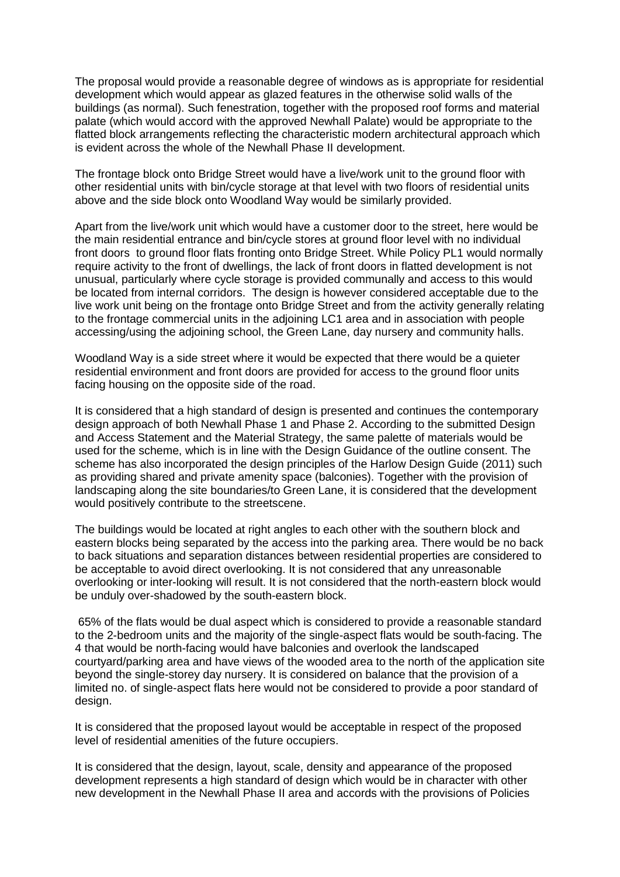The proposal would provide a reasonable degree of windows as is appropriate for residential development which would appear as glazed features in the otherwise solid walls of the buildings (as normal). Such fenestration, together with the proposed roof forms and material palate (which would accord with the approved Newhall Palate) would be appropriate to the flatted block arrangements reflecting the characteristic modern architectural approach which is evident across the whole of the Newhall Phase II development.

The frontage block onto Bridge Street would have a live/work unit to the ground floor with other residential units with bin/cycle storage at that level with two floors of residential units above and the side block onto Woodland Way would be similarly provided.

Apart from the live/work unit which would have a customer door to the street, here would be the main residential entrance and bin/cycle stores at ground floor level with no individual front doors to ground floor flats fronting onto Bridge Street. While Policy PL1 would normally require activity to the front of dwellings, the lack of front doors in flatted development is not unusual, particularly where cycle storage is provided communally and access to this would be located from internal corridors. The design is however considered acceptable due to the live work unit being on the frontage onto Bridge Street and from the activity generally relating to the frontage commercial units in the adjoining LC1 area and in association with people accessing/using the adjoining school, the Green Lane, day nursery and community halls.

Woodland Way is a side street where it would be expected that there would be a quieter residential environment and front doors are provided for access to the ground floor units facing housing on the opposite side of the road.

It is considered that a high standard of design is presented and continues the contemporary design approach of both Newhall Phase 1 and Phase 2. According to the submitted Design and Access Statement and the Material Strategy, the same palette of materials would be used for the scheme, which is in line with the Design Guidance of the outline consent. The scheme has also incorporated the design principles of the Harlow Design Guide (2011) such as providing shared and private amenity space (balconies). Together with the provision of landscaping along the site boundaries/to Green Lane, it is considered that the development would positively contribute to the streetscene.

The buildings would be located at right angles to each other with the southern block and eastern blocks being separated by the access into the parking area. There would be no back to back situations and separation distances between residential properties are considered to be acceptable to avoid direct overlooking. It is not considered that any unreasonable overlooking or inter-looking will result. It is not considered that the north-eastern block would be unduly over-shadowed by the south-eastern block.

65% of the flats would be dual aspect which is considered to provide a reasonable standard to the 2-bedroom units and the majority of the single-aspect flats would be south-facing. The 4 that would be north-facing would have balconies and overlook the landscaped courtyard/parking area and have views of the wooded area to the north of the application site beyond the single-storey day nursery. It is considered on balance that the provision of a limited no. of single-aspect flats here would not be considered to provide a poor standard of design.

It is considered that the proposed layout would be acceptable in respect of the proposed level of residential amenities of the future occupiers.

It is considered that the design, layout, scale, density and appearance of the proposed development represents a high standard of design which would be in character with other new development in the Newhall Phase II area and accords with the provisions of Policies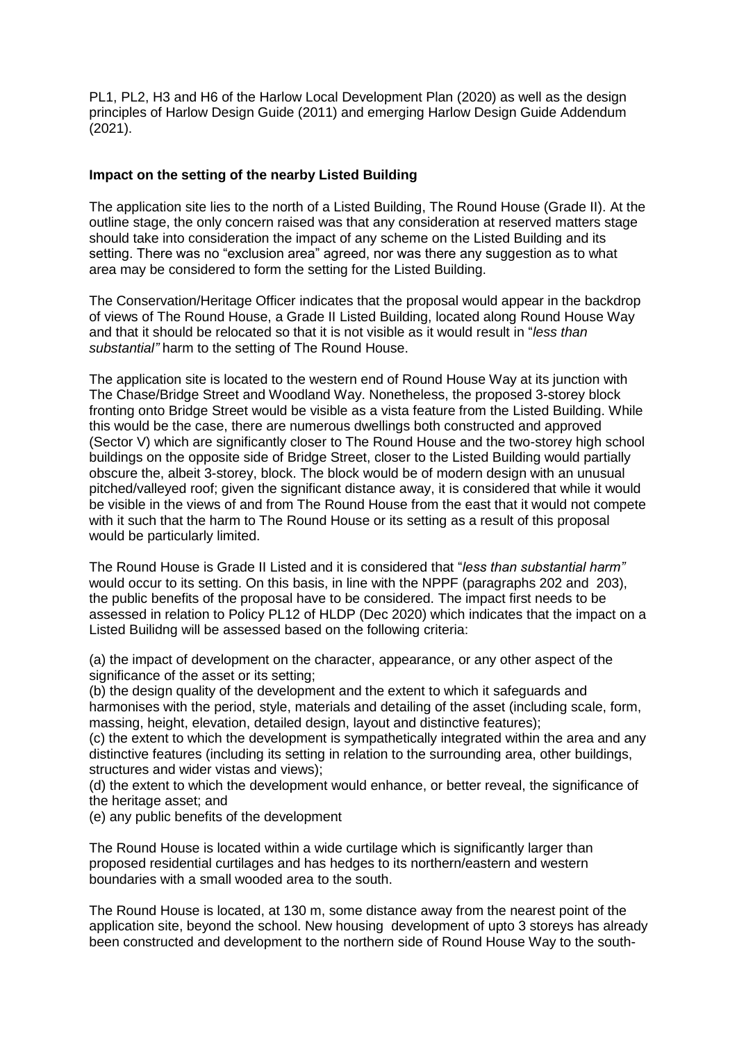PL1, PL2, H3 and H6 of the Harlow Local Development Plan (2020) as well as the design principles of Harlow Design Guide (2011) and emerging Harlow Design Guide Addendum (2021).

**Impact on the setting of the nearby Listed Building**

The application site lies to the north of a Listed Building, The Round House (Grade II). At the outline stage, the only concern raised was that any consideration at reserved matters stage should take into consideration the impact of any scheme on the Listed Building and its setting. There was no "exclusion area" agreed, nor was there any suggestion as to what area may be considered to form the setting for the Listed Building.

The Conservation/Heritage Officer indicates that the proposal would appear in the backdrop of views of The Round House, a Grade II Listed Building, located along Round House Way and that it should be relocated so that it is not visible as it would result in "*less than substantial"* harm to the setting of The Round House.

The application site is located to the western end of Round House Way at its junction with The Chase/Bridge Street and Woodland Way. Nonetheless, the proposed 3-storey block fronting onto Bridge Street would be visible as a vista feature from the Listed Building. While this would be the case, there are numerous dwellings both constructed and approved (Sector V) which are significantly closer to The Round House and the two-storey high school buildings on the opposite side of Bridge Street, closer to the Listed Building would partially obscure the, albeit 3-storey, block. The block would be of modern design with an unusual pitched/valleyed roof; given the significant distance away, it is considered that while it would be visible in the views of and from The Round House from the east that it would not compete with it such that the harm to The Round House or its setting as a result of this proposal would be particularly limited.

The Round House is Grade II Listed and it is considered that "*less than substantial harm"* would occur to its setting. On this basis, in line with the NPPF (paragraphs 202 and 203), the public benefits of the proposal have to be considered. The impact first needs to be assessed in relation to Policy PL12 of HLDP (Dec 2020) which indicates that the impact on a Listed Builidng will be assessed based on the following criteria:

(a) the impact of development on the character, appearance, or any other aspect of the significance of the asset or its setting;
(b) the design quality of the development and the extent to which it safeguards and harmonises with the period, style, materials and detailing of the asset (including scale, form, massing, height, elevation, detailed design, layout and distinctive features);
(c) the extent to which the development is sympathetically integrated within the area and any distinctive features (including its setting in relation to the surrounding area, other buildings, structures and wider vistas and views);
(d) the extent to which the development would enhance, or better reveal, the significance of the heritage asset; and
(e) any public benefits of the development

The Round House is located within a wide curtilage which is significantly larger than proposed residential curtilages and has hedges to its northern/eastern and western boundaries with a small wooded area to the south.

The Round House is located, at 130 m, some distance away from the nearest point of the application site, beyond the school. New housing development of upto 3 storeys has already been constructed and development to the northern side of Round House Way to the south-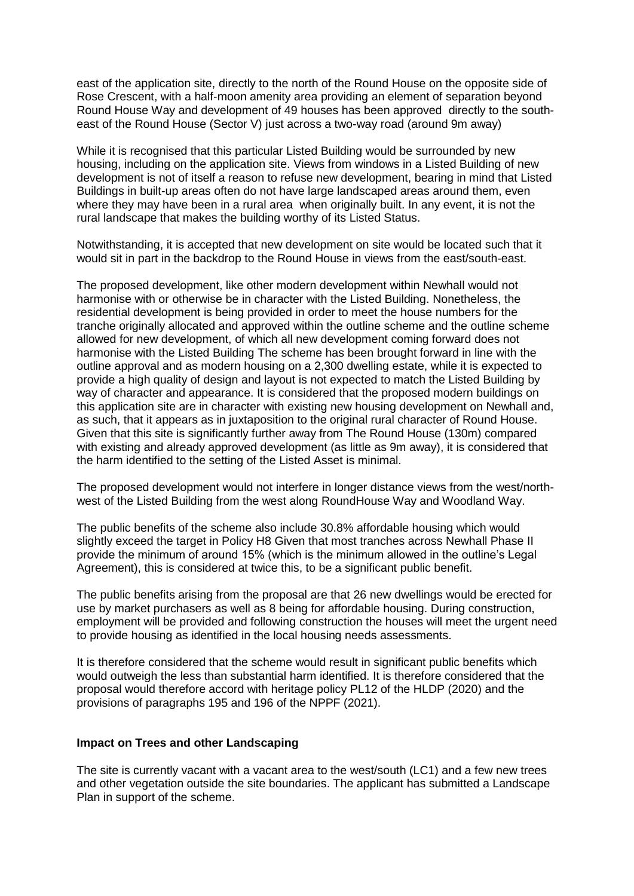east of the application site, directly to the north of the Round House on the opposite side of Rose Crescent, with a half-moon amenity area providing an element of separation beyond Round House Way and development of 49 houses has been approved directly to the south-east of the Round House (Sector V) just across a two-way road (around 9m away)

While it is recognised that this particular Listed Building would be surrounded by new housing, including on the application site. Views from windows in a Listed Building of new development is not of itself a reason to refuse new development, bearing in mind that Listed Buildings in built-up areas often do not have large landscaped areas around them, even where they may have been in a rural area when originally built. In any event, it is not the rural landscape that makes the building worthy of its Listed Status.

Notwithstanding, it is accepted that new development on site would be located such that it would sit in part in the backdrop to the Round House in views from the east/south-east.

The proposed development, like other modern development within Newhall would not harmonise with or otherwise be in character with the Listed Building. Nonetheless, the residential development is being provided in order to meet the house numbers for the tranche originally allocated and approved within the outline scheme and the outline scheme allowed for new development, of which all new development coming forward does not harmonise with the Listed Building The scheme has been brought forward in line with the outline approval and as modern housing on a 2,300 dwelling estate, while it is expected to provide a high quality of design and layout is not expected to match the Listed Building by way of character and appearance. It is considered that the proposed modern buildings on this application site are in character with existing new housing development on Newhall and, as such, that it appears as in juxtaposition to the original rural character of Round House. Given that this site is significantly further away from The Round House (130m) compared with existing and already approved development (as little as 9m away), it is considered that the harm identified to the setting of the Listed Asset is minimal.

The proposed development would not interfere in longer distance views from the west/north-west of the Listed Building from the west along RoundHouse Way and Woodland Way.

The public benefits of the scheme also include 30.8% affordable housing which would slightly exceed the target in Policy H8 Given that most tranches across Newhall Phase II provide the minimum of around 15% (which is the minimum allowed in the outline's Legal Agreement), this is considered at twice this, to be a significant public benefit.

The public benefits arising from the proposal are that 26 new dwellings would be erected for use by market purchasers as well as 8 being for affordable housing. During construction, employment will be provided and following construction the houses will meet the urgent need to provide housing as identified in the local housing needs assessments.

It is therefore considered that the scheme would result in significant public benefits which would outweigh the less than substantial harm identified. It is therefore considered that the proposal would therefore accord with heritage policy PL12 of the HLDP (2020) and the provisions of paragraphs 195 and 196 of the NPPF (2021).

**Impact on Trees and other Landscaping**

The site is currently vacant with a vacant area to the west/south (LC1) and a few new trees and other vegetation outside the site boundaries. The applicant has submitted a Landscape Plan in support of the scheme.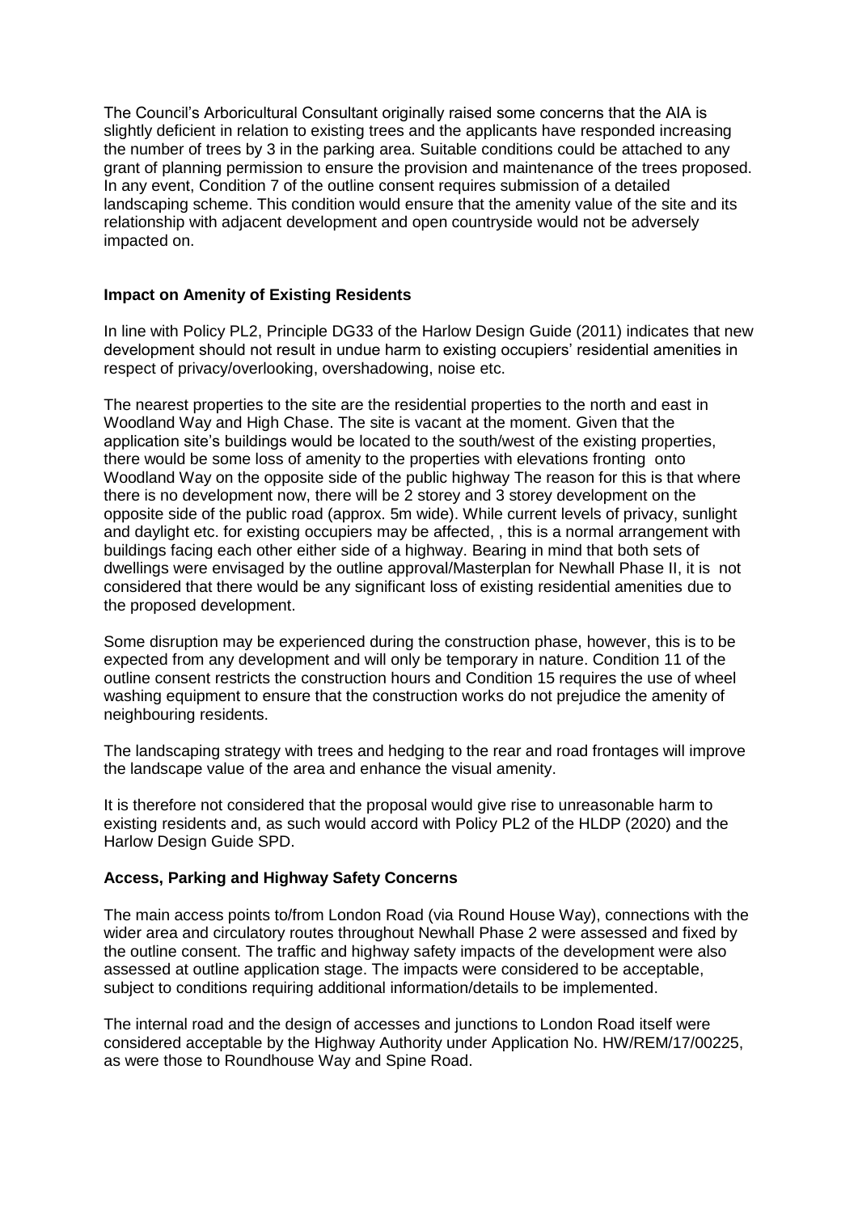The Council's Arboricultural Consultant originally raised some concerns that the AIA is slightly deficient in relation to existing trees and the applicants have responded increasing the number of trees by 3 in the parking area. Suitable conditions could be attached to any grant of planning permission to ensure the provision and maintenance of the trees proposed. In any event, Condition 7 of the outline consent requires submission of a detailed landscaping scheme. This condition would ensure that the amenity value of the site and its relationship with adjacent development and open countryside would not be adversely impacted on.

**Impact on Amenity of Existing Residents**

In line with Policy PL2, Principle DG33 of the Harlow Design Guide (2011) indicates that new development should not result in undue harm to existing occupiers' residential amenities in respect of privacy/overlooking, overshadowing, noise etc.

The nearest properties to the site are the residential properties to the north and east in Woodland Way and High Chase. The site is vacant at the moment. Given that the application site's buildings would be located to the south/west of the existing properties, there would be some loss of amenity to the properties with elevations fronting onto Woodland Way on the opposite side of the public highway The reason for this is that where there is no development now, there will be 2 storey and 3 storey development on the opposite side of the public road (approx. 5m wide). While current levels of privacy, sunlight and daylight etc. for existing occupiers may be affected, , this is a normal arrangement with buildings facing each other either side of a highway. Bearing in mind that both sets of dwellings were envisaged by the outline approval/Masterplan for Newhall Phase II, it is not considered that there would be any significant loss of existing residential amenities due to the proposed development.

Some disruption may be experienced during the construction phase, however, this is to be expected from any development and will only be temporary in nature. Condition 11 of the outline consent restricts the construction hours and Condition 15 requires the use of wheel washing equipment to ensure that the construction works do not prejudice the amenity of neighbouring residents.

The landscaping strategy with trees and hedging to the rear and road frontages will improve the landscape value of the area and enhance the visual amenity.

It is therefore not considered that the proposal would give rise to unreasonable harm to existing residents and, as such would accord with Policy PL2 of the HLDP (2020) and the Harlow Design Guide SPD.

**Access, Parking and Highway Safety Concerns**

The main access points to/from London Road (via Round House Way), connections with the wider area and circulatory routes throughout Newhall Phase 2 were assessed and fixed by the outline consent. The traffic and highway safety impacts of the development were also assessed at outline application stage. The impacts were considered to be acceptable, subject to conditions requiring additional information/details to be implemented.

The internal road and the design of accesses and junctions to London Road itself were considered acceptable by the Highway Authority under Application No. HW/REM/17/00225, as were those to Roundhouse Way and Spine Road.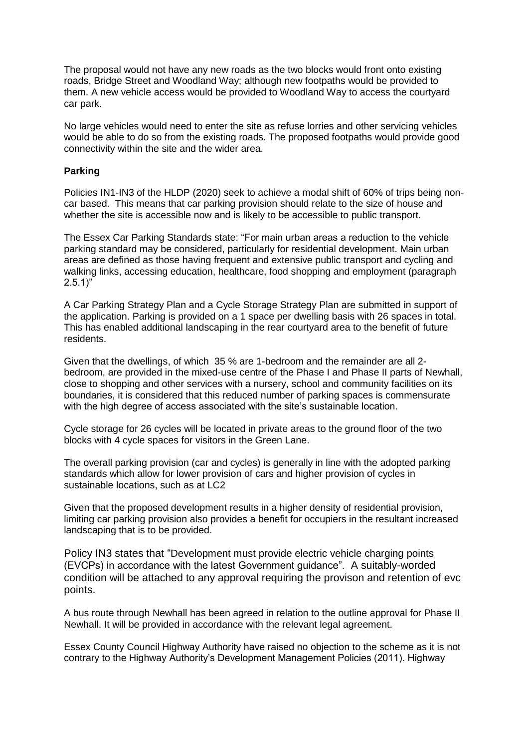The proposal would not have any new roads as the two blocks would front onto existing roads, Bridge Street and Woodland Way; although new footpaths would be provided to them. A new vehicle access would be provided to Woodland Way to access the courtyard car park.

No large vehicles would need to enter the site as refuse lorries and other servicing vehicles would be able to do so from the existing roads. The proposed footpaths would provide good connectivity within the site and the wider area.

**Parking**

Policies IN1-IN3 of the HLDP (2020) seek to achieve a modal shift of 60% of trips being non-car based. This means that car parking provision should relate to the size of house and whether the site is accessible now and is likely to be accessible to public transport.

The Essex Car Parking Standards state: "For main urban areas a reduction to the vehicle parking standard may be considered, particularly for residential development. Main urban areas are defined as those having frequent and extensive public transport and cycling and walking links, accessing education, healthcare, food shopping and employment (paragraph 2.5.1)"

A Car Parking Strategy Plan and a Cycle Storage Strategy Plan are submitted in support of the application. Parking is provided on a 1 space per dwelling basis with 26 spaces in total. This has enabled additional landscaping in the rear courtyard area to the benefit of future residents.

Given that the dwellings, of which 35 % are 1-bedroom and the remainder are all 2-bedroom, are provided in the mixed-use centre of the Phase I and Phase II parts of Newhall, close to shopping and other services with a nursery, school and community facilities on its boundaries, it is considered that this reduced number of parking spaces is commensurate with the high degree of access associated with the site's sustainable location.

Cycle storage for 26 cycles will be located in private areas to the ground floor of the two blocks with 4 cycle spaces for visitors in the Green Lane.

The overall parking provision (car and cycles) is generally in line with the adopted parking standards which allow for lower provision of cars and higher provision of cycles in sustainable locations, such as at LC2

Given that the proposed development results in a higher density of residential provision, limiting car parking provision also provides a benefit for occupiers in the resultant increased landscaping that is to be provided.

Policy IN3 states that "Development must provide electric vehicle charging points (EVCPs) in accordance with the latest Government guidance". A suitably-worded condition will be attached to any approval requiring the provison and retention of evc points.

A bus route through Newhall has been agreed in relation to the outline approval for Phase II Newhall. It will be provided in accordance with the relevant legal agreement.

Essex County Council Highway Authority have raised no objection to the scheme as it is not contrary to the Highway Authority's Development Management Policies (2011). Highway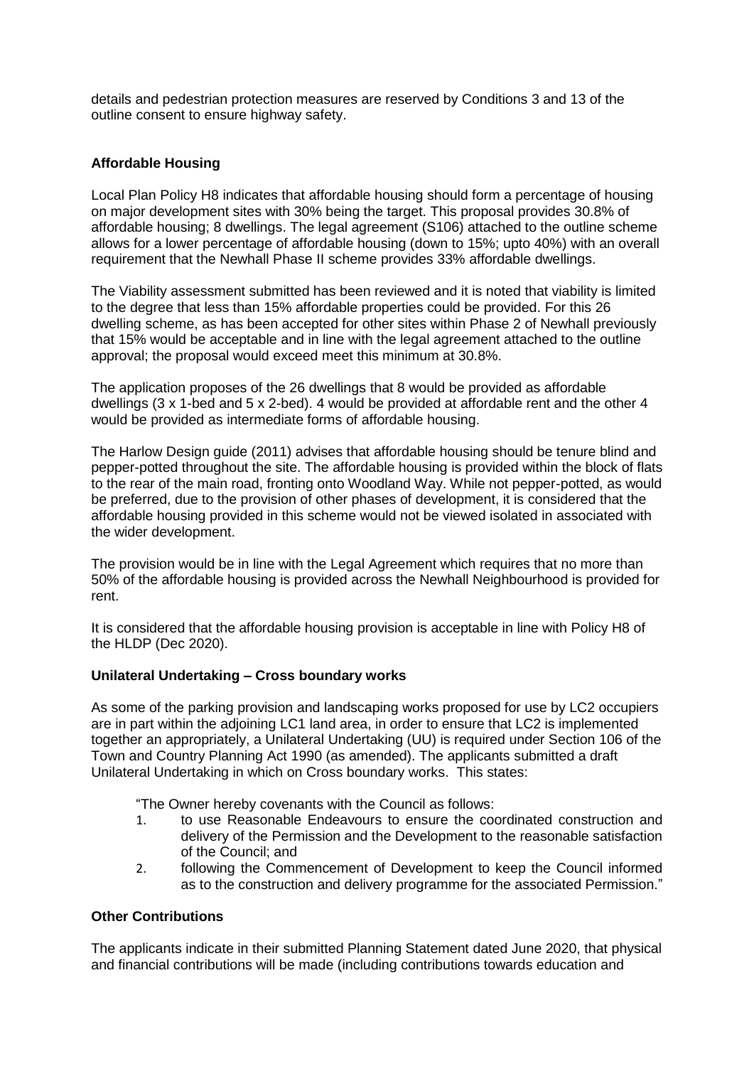details and pedestrian protection measures are reserved by Conditions 3 and 13 of the outline consent to ensure highway safety.

**Affordable Housing**

Local Plan Policy H8 indicates that affordable housing should form a percentage of housing on major development sites with 30% being the target. This proposal provides 30.8% of affordable housing; 8 dwellings. The legal agreement (S106) attached to the outline scheme allows for a lower percentage of affordable housing (down to 15%; upto 40%) with an overall requirement that the Newhall Phase II scheme provides 33% affordable dwellings.

The Viability assessment submitted has been reviewed and it is noted that viability is limited to the degree that less than 15% affordable properties could be provided. For this 26 dwelling scheme, as has been accepted for other sites within Phase 2 of Newhall previously that 15% would be acceptable and in line with the legal agreement attached to the outline approval; the proposal would exceed meet this minimum at 30.8%.

The application proposes of the 26 dwellings that 8 would be provided as affordable dwellings (3 x 1-bed and 5 x 2-bed). 4 would be provided at affordable rent and the other 4 would be provided as intermediate forms of affordable housing.

The Harlow Design guide (2011) advises that affordable housing should be tenure blind and pepper-potted throughout the site. The affordable housing is provided within the block of flats to the rear of the main road, fronting onto Woodland Way. While not pepper-potted, as would be preferred, due to the provision of other phases of development, it is considered that the affordable housing provided in this scheme would not be viewed isolated in associated with the wider development.

The provision would be in line with the Legal Agreement which requires that no more than 50% of the affordable housing is provided across the Newhall Neighbourhood is provided for rent.

It is considered that the affordable housing provision is acceptable in line with Policy H8 of the HLDP (Dec 2020).

**Unilateral Undertaking – Cross boundary works**

As some of the parking provision and landscaping works proposed for use by LC2 occupiers are in part within the adjoining LC1 land area, in order to ensure that LC2 is implemented together an appropriately, a Unilateral Undertaking (UU) is required under Section 106 of the Town and Country Planning Act 1990 (as amended). The applicants submitted a draft Unilateral Undertaking in which on Cross boundary works. This states:

> "The Owner hereby covenants with the Council as follows:
> 1. to use Reasonable Endeavours to ensure the coordinated construction and delivery of the Permission and the Development to the reasonable satisfaction of the Council; and
> 2. following the Commencement of Development to keep the Council informed as to the construction and delivery programme for the associated Permission."

**Other Contributions**

The applicants indicate in their submitted Planning Statement dated June 2020, that physical and financial contributions will be made (including contributions towards education and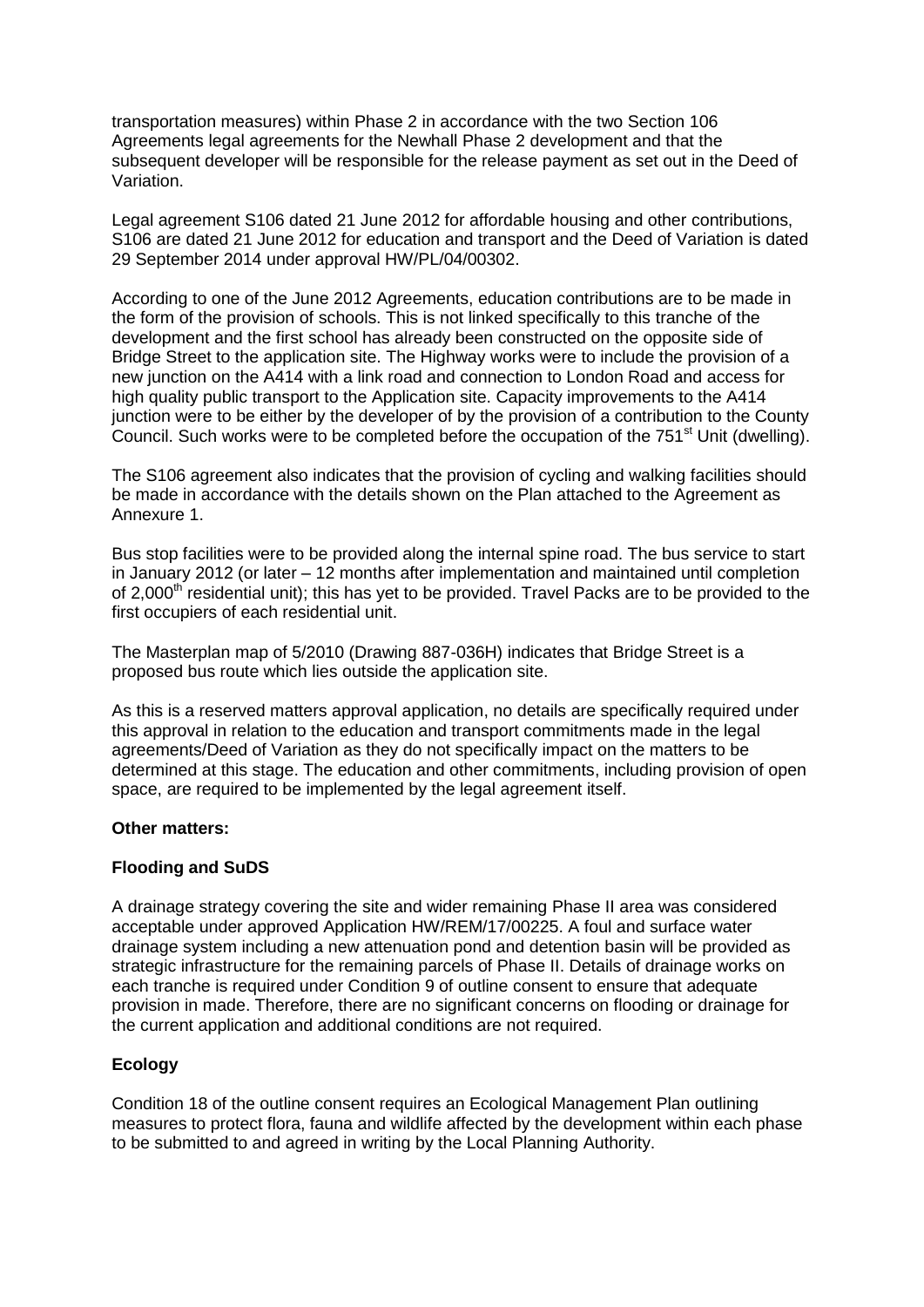transportation measures) within Phase 2 in accordance with the two Section 106 Agreements legal agreements for the Newhall Phase 2 development and that the subsequent developer will be responsible for the release payment as set out in the Deed of Variation.

Legal agreement S106 dated 21 June 2012 for affordable housing and other contributions, S106 are dated 21 June 2012 for education and transport and the Deed of Variation is dated 29 September 2014 under approval HW/PL/04/00302.

According to one of the June 2012 Agreements, education contributions are to be made in the form of the provision of schools. This is not linked specifically to this tranche of the development and the first school has already been constructed on the opposite side of Bridge Street to the application site. The Highway works were to include the provision of a new junction on the A414 with a link road and connection to London Road and access for high quality public transport to the Application site. Capacity improvements to the A414 junction were to be either by the developer of by the provision of a contribution to the County Council. Such works were to be completed before the occupation of the 751st Unit (dwelling).

The S106 agreement also indicates that the provision of cycling and walking facilities should be made in accordance with the details shown on the Plan attached to the Agreement as Annexure 1.

Bus stop facilities were to be provided along the internal spine road. The bus service to start in January 2012 (or later – 12 months after implementation and maintained until completion of 2,000th residential unit); this has yet to be provided. Travel Packs are to be provided to the first occupiers of each residential unit.

The Masterplan map of 5/2010 (Drawing 887-036H) indicates that Bridge Street is a proposed bus route which lies outside the application site.

As this is a reserved matters approval application, no details are specifically required under this approval in relation to the education and transport commitments made in the legal agreements/Deed of Variation as they do not specifically impact on the matters to be determined at this stage. The education and other commitments, including provision of open space, are required to be implemented by the legal agreement itself.

**Other matters:**

**Flooding and SuDS**

A drainage strategy covering the site and wider remaining Phase II area was considered acceptable under approved Application HW/REM/17/00225. A foul and surface water drainage system including a new attenuation pond and detention basin will be provided as strategic infrastructure for the remaining parcels of Phase II. Details of drainage works on each tranche is required under Condition 9 of outline consent to ensure that adequate provision in made. Therefore, there are no significant concerns on flooding or drainage for the current application and additional conditions are not required.

**Ecology**

Condition 18 of the outline consent requires an Ecological Management Plan outlining measures to protect flora, fauna and wildlife affected by the development within each phase to be submitted to and agreed in writing by the Local Planning Authority.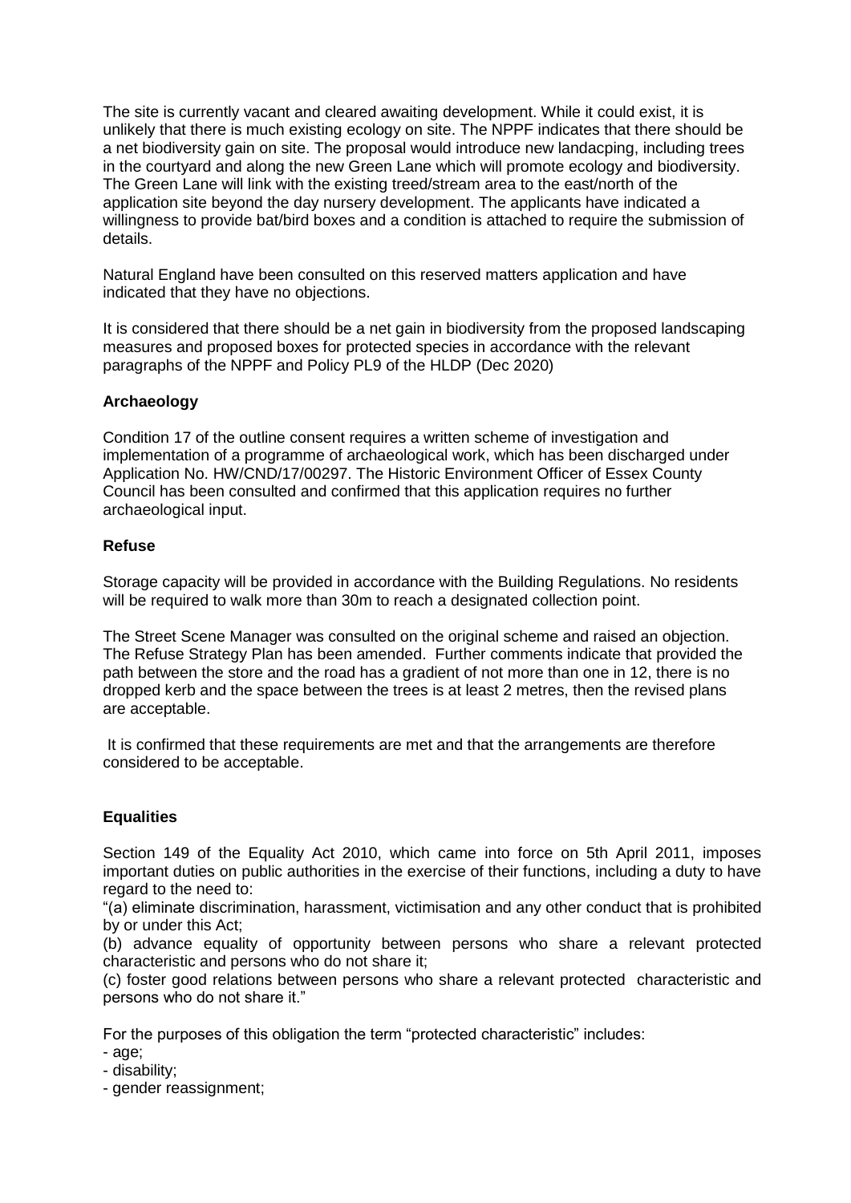The site is currently vacant and cleared awaiting development. While it could exist, it is unlikely that there is much existing ecology on site. The NPPF indicates that there should be a net biodiversity gain on site. The proposal would introduce new landacping, including trees in the courtyard and along the new Green Lane which will promote ecology and biodiversity. The Green Lane will link with the existing treed/stream area to the east/north of the application site beyond the day nursery development. The applicants have indicated a willingness to provide bat/bird boxes and a condition is attached to require the submission of details.

Natural England have been consulted on this reserved matters application and have indicated that they have no objections.

It is considered that there should be a net gain in biodiversity from the proposed landscaping measures and proposed boxes for protected species in accordance with the relevant paragraphs of the NPPF and Policy PL9 of the HLDP (Dec 2020)

**Archaeology**

Condition 17 of the outline consent requires a written scheme of investigation and implementation of a programme of archaeological work, which has been discharged under Application No. HW/CND/17/00297. The Historic Environment Officer of Essex County Council has been consulted and confirmed that this application requires no further archaeological input.

**Refuse**

Storage capacity will be provided in accordance with the Building Regulations. No residents will be required to walk more than 30m to reach a designated collection point.

The Street Scene Manager was consulted on the original scheme and raised an objection. The Refuse Strategy Plan has been amended. Further comments indicate that provided the path between the store and the road has a gradient of not more than one in 12, there is no dropped kerb and the space between the trees is at least 2 metres, then the revised plans are acceptable.

It is confirmed that these requirements are met and that the arrangements are therefore considered to be acceptable.

**Equalities**

Section 149 of the Equality Act 2010, which came into force on 5th April 2011, imposes important duties on public authorities in the exercise of their functions, including a duty to have regard to the need to:
"(a) eliminate discrimination, harassment, victimisation and any other conduct that is prohibited by or under this Act;
(b) advance equality of opportunity between persons who share a relevant protected characteristic and persons who do not share it;
(c) foster good relations between persons who share a relevant protected characteristic and persons who do not share it."

For the purposes of this obligation the term "protected characteristic" includes:
- age;
- disability;
- gender reassignment;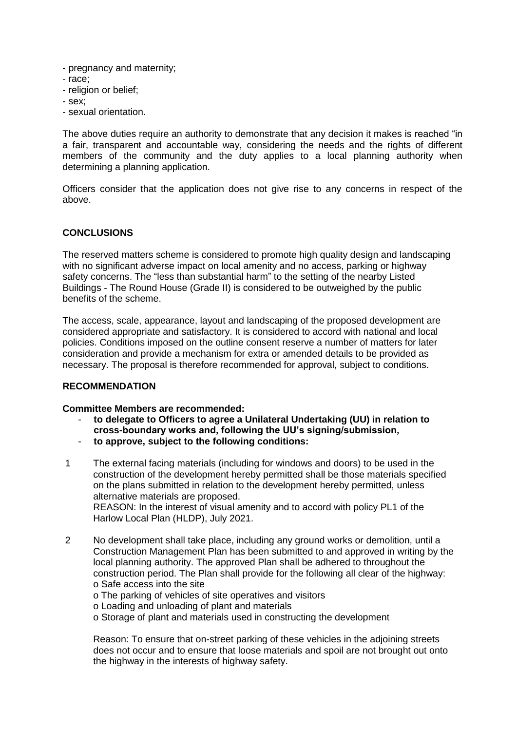- pregnancy and maternity;
- race;
- religion or belief;
- sex;
- sexual orientation.

The above duties require an authority to demonstrate that any decision it makes is reached "in a fair, transparent and accountable way, considering the needs and the rights of different members of the community and the duty applies to a local planning authority when determining a planning application.

Officers consider that the application does not give rise to any concerns in respect of the above.

## CONCLUSIONS

The reserved matters scheme is considered to promote high quality design and landscaping with no significant adverse impact on local amenity and no access, parking or highway safety concerns. The "less than substantial harm" to the setting of the nearby Listed Buildings - The Round House (Grade II) is considered to be outweighed by the public benefits of the scheme.

The access, scale, appearance, layout and landscaping of the proposed development are considered appropriate and satisfactory. It is considered to accord with national and local policies. Conditions imposed on the outline consent reserve a number of matters for later consideration and provide a mechanism for extra or amended details to be provided as necessary. The proposal is therefore recommended for approval, subject to conditions.

## RECOMMENDATION

**Committee Members are recommended:**

- **to delegate to Officers to agree a Unilateral Undertaking (UU) in relation to cross-boundary works and, following the UU's signing/submission,**
- **to approve, subject to the following conditions:**

1. The external facing materials (including for windows and doors) to be used in the construction of the development hereby permitted shall be those materials specified on the plans submitted in relation to the development hereby permitted, unless alternative materials are proposed.
   REASON: In the interest of visual amenity and to accord with policy PL1 of the Harlow Local Plan (HLDP), July 2021.

2. No development shall take place, including any ground works or demolition, until a Construction Management Plan has been submitted to and approved in writing by the local planning authority. The approved Plan shall be adhered to throughout the construction period. The Plan shall provide for the following all clear of the highway:
   - o Safe access into the site
   - o The parking of vehicles of site operatives and visitors
   - o Loading and unloading of plant and materials
   - o Storage of plant and materials used in constructing the development

   Reason: To ensure that on-street parking of these vehicles in the adjoining streets does not occur and to ensure that loose materials and spoil are not brought out onto the highway in the interests of highway safety.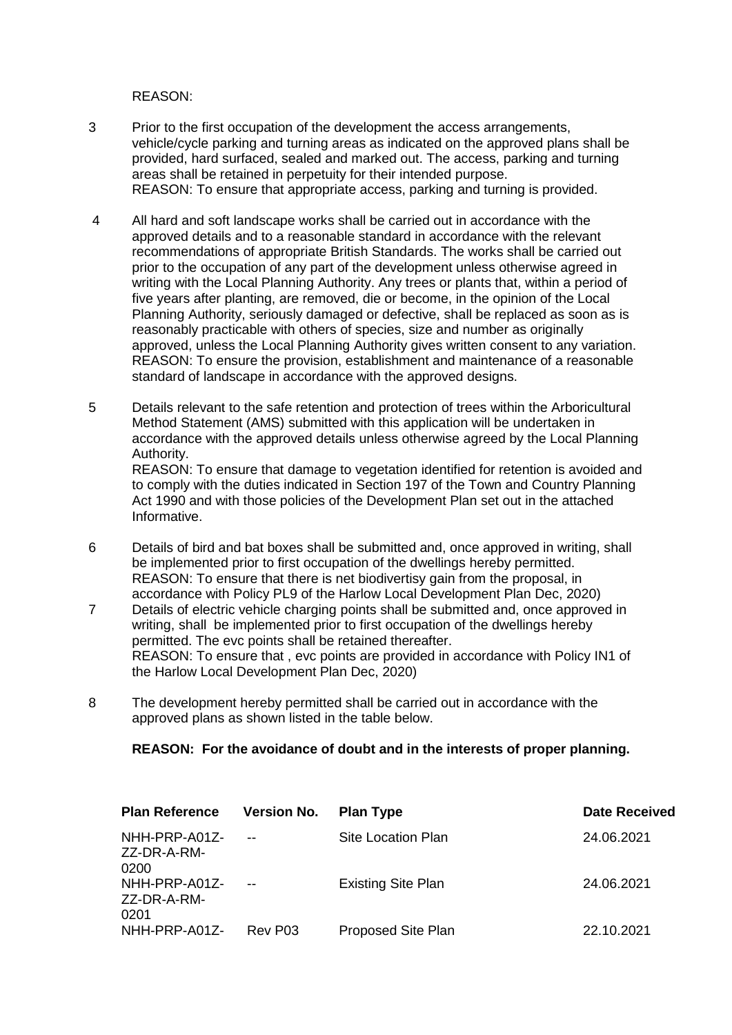REASON:

3 Prior to the first occupation of the development the access arrangements, vehicle/cycle parking and turning areas as indicated on the approved plans shall be provided, hard surfaced, sealed and marked out. The access, parking and turning areas shall be retained in perpetuity for their intended purpose.
REASON: To ensure that appropriate access, parking and turning is provided.

4 All hard and soft landscape works shall be carried out in accordance with the approved details and to a reasonable standard in accordance with the relevant recommendations of appropriate British Standards. The works shall be carried out prior to the occupation of any part of the development unless otherwise agreed in writing with the Local Planning Authority. Any trees or plants that, within a period of five years after planting, are removed, die or become, in the opinion of the Local Planning Authority, seriously damaged or defective, shall be replaced as soon as is reasonably practicable with others of species, size and number as originally approved, unless the Local Planning Authority gives written consent to any variation.
REASON: To ensure the provision, establishment and maintenance of a reasonable standard of landscape in accordance with the approved designs.

5 Details relevant to the safe retention and protection of trees within the Arboricultural Method Statement (AMS) submitted with this application will be undertaken in accordance with the approved details unless otherwise agreed by the Local Planning Authority.
REASON: To ensure that damage to vegetation identified for retention is avoided and to comply with the duties indicated in Section 197 of the Town and Country Planning Act 1990 and with those policies of the Development Plan set out in the attached Informative.

6 Details of bird and bat boxes shall be submitted and, once approved in writing, shall be implemented prior to first occupation of the dwellings hereby permitted.
REASON: To ensure that there is net biodivertisy gain from the proposal, in accordance with Policy PL9 of the Harlow Local Development Plan Dec, 2020)

7 Details of electric vehicle charging points shall be submitted and, once approved in writing, shall be implemented prior to first occupation of the dwellings hereby permitted. The evc points shall be retained thereafter.
REASON: To ensure that , evc points are provided in accordance with Policy IN1 of the Harlow Local Development Plan Dec, 2020)

8 The development hereby permitted shall be carried out in accordance with the approved plans as shown listed in the table below.

**REASON: For the avoidance of doubt and in the interests of proper planning.**

| Plan Reference | Version No. | Plan Type | Date Received |
|---|---|---|---|
| NHH-PRP-A01Z-ZZ-DR-A-RM-0200 | -- | Site Location Plan | 24.06.2021 |
| NHH-PRP-A01Z-ZZ-DR-A-RM-0201 | -- | Existing Site Plan | 24.06.2021 |
| NHH-PRP-A01Z- | Rev P03 | Proposed Site Plan | 22.10.2021 |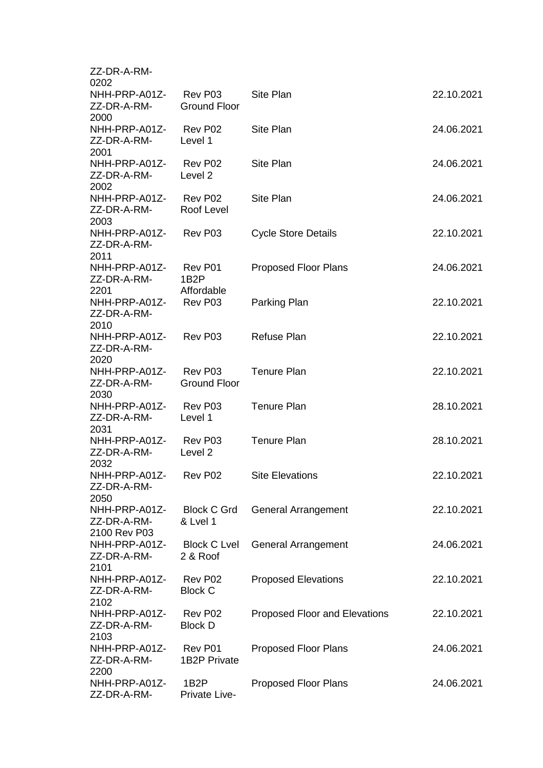| | | | |
|---|---|---|---|
| ZZ-DR-A-RM-0202 | | | |
| NHH-PRP-A01Z-ZZ-DR-A-RM-2000 | Rev P03 Ground Floor | Site Plan | 22.10.2021 |
| NHH-PRP-A01Z-ZZ-DR-A-RM-2001 | Rev P02 Level 1 | Site Plan | 24.06.2021 |
| NHH-PRP-A01Z-ZZ-DR-A-RM-2002 | Rev P02 Level 2 | Site Plan | 24.06.2021 |
| NHH-PRP-A01Z-ZZ-DR-A-RM-2003 | Rev P02 Roof Level | Site Plan | 24.06.2021 |
| NHH-PRP-A01Z-ZZ-DR-A-RM-2011 | Rev P03 | Cycle Store Details | 22.10.2021 |
| NHH-PRP-A01Z-ZZ-DR-A-RM-2201 | Rev P01 1B2P Affordable | Proposed Floor Plans | 24.06.2021 |
| NHH-PRP-A01Z-ZZ-DR-A-RM-2010 | Rev P03 | Parking Plan | 22.10.2021 |
| NHH-PRP-A01Z-ZZ-DR-A-RM-2020 | Rev P03 | Refuse Plan | 22.10.2021 |
| NHH-PRP-A01Z-ZZ-DR-A-RM-2030 | Rev P03 Ground Floor | Tenure Plan | 22.10.2021 |
| NHH-PRP-A01Z-ZZ-DR-A-RM-2031 | Rev P03 Level 1 | Tenure Plan | 28.10.2021 |
| NHH-PRP-A01Z-ZZ-DR-A-RM-2032 | Rev P03 Level 2 | Tenure Plan | 28.10.2021 |
| NHH-PRP-A01Z-ZZ-DR-A-RM-2050 | Rev P02 | Site Elevations | 22.10.2021 |
| NHH-PRP-A01Z-ZZ-DR-A-RM-2100 Rev P03 | Block C Grd & Lvel 1 | General Arrangement | 22.10.2021 |
| NHH-PRP-A01Z-ZZ-DR-A-RM-2101 | Block C Lvel 2 & Roof | General Arrangement | 24.06.2021 |
| NHH-PRP-A01Z-ZZ-DR-A-RM-2102 | Rev P02 Block C | Proposed Elevations | 22.10.2021 |
| NHH-PRP-A01Z-ZZ-DR-A-RM-2103 | Rev P02 Block D | Proposed Floor and Elevations | 22.10.2021 |
| NHH-PRP-A01Z-ZZ-DR-A-RM-2200 | Rev P01 1B2P Private | Proposed Floor Plans | 24.06.2021 |
| NHH-PRP-A01Z-ZZ-DR-A-RM- | 1B2P Private Live- | Proposed Floor Plans | 24.06.2021 |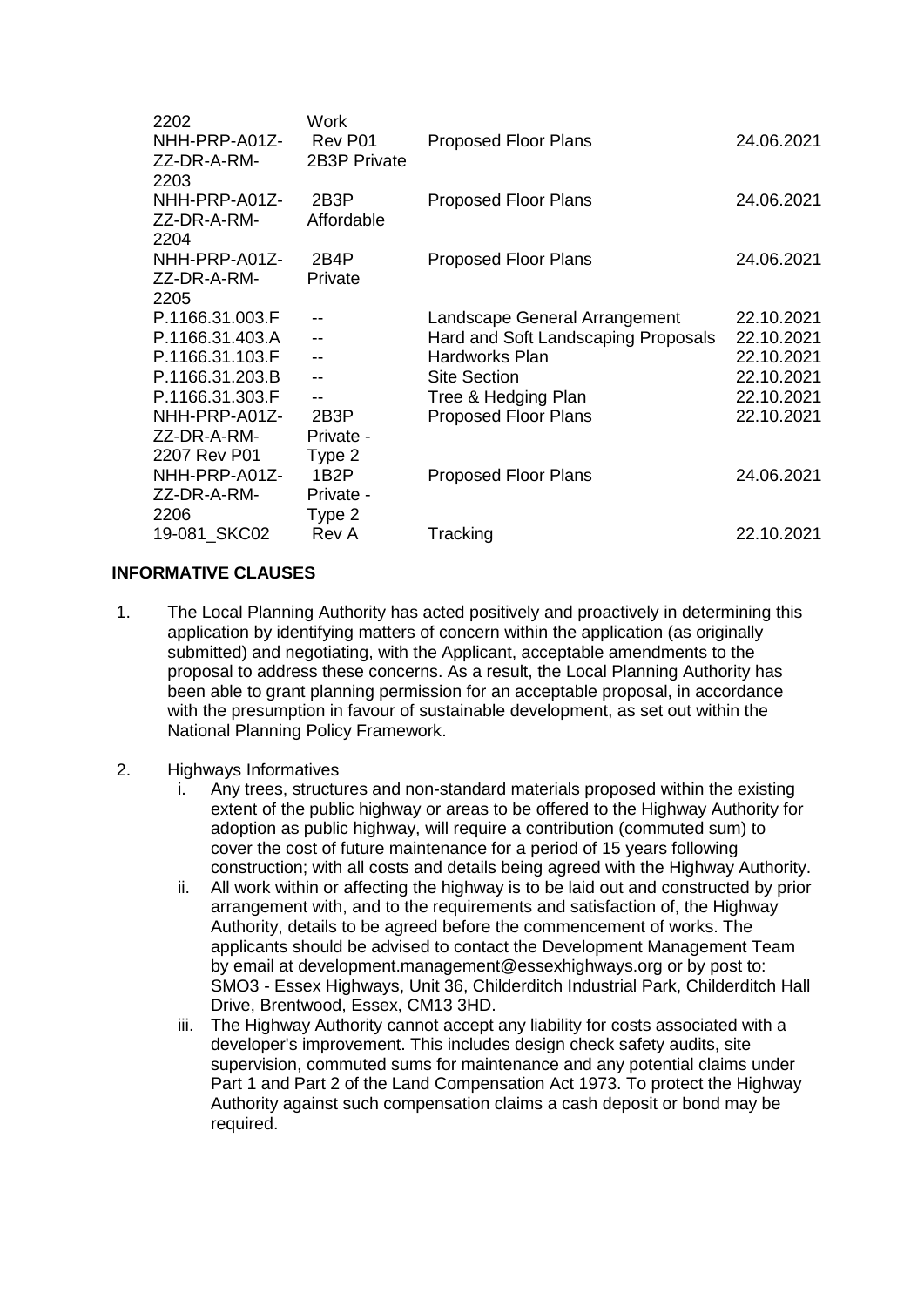| | | | |
|---|---|---|---|
| 2202 | Work | | |
| NHH-PRP-A01Z-ZZ-DR-A-RM-2203 | Rev P01 2B3P Private | Proposed Floor Plans | 24.06.2021 |
| NHH-PRP-A01Z-ZZ-DR-A-RM-2204 | 2B3P Affordable | Proposed Floor Plans | 24.06.2021 |
| NHH-PRP-A01Z-ZZ-DR-A-RM-2205 | 2B4P Private | Proposed Floor Plans | 24.06.2021 |
| P.1166.31.003.F | -- | Landscape General Arrangement | 22.10.2021 |
| P.1166.31.403.A | -- | Hard and Soft Landscaping Proposals | 22.10.2021 |
| P.1166.31.103.F | -- | Hardworks Plan | 22.10.2021 |
| P.1166.31.203.B | -- | Site Section | 22.10.2021 |
| P.1166.31.303.F | -- | Tree & Hedging Plan | 22.10.2021 |
| NHH-PRP-A01Z-ZZ-DR-A-RM-2207 Rev P01 | 2B3P Private - Type 2 | Proposed Floor Plans | 22.10.2021 |
| NHH-PRP-A01Z-ZZ-DR-A-RM-2206 | 1B2P Private - Type 2 | Proposed Floor Plans | 24.06.2021 |
| 19-081_SKC02 | Rev A | Tracking | 22.10.2021 |

**INFORMATIVE CLAUSES**

1. The Local Planning Authority has acted positively and proactively in determining this application by identifying matters of concern within the application (as originally submitted) and negotiating, with the Applicant, acceptable amendments to the proposal to address these concerns. As a result, the Local Planning Authority has been able to grant planning permission for an acceptable proposal, in accordance with the presumption in favour of sustainable development, as set out within the National Planning Policy Framework.

2. Highways Informatives
   i. Any trees, structures and non-standard materials proposed within the existing extent of the public highway or areas to be offered to the Highway Authority for adoption as public highway, will require a contribution (commuted sum) to cover the cost of future maintenance for a period of 15 years following construction; with all costs and details being agreed with the Highway Authority.
   ii. All work within or affecting the highway is to be laid out and constructed by prior arrangement with, and to the requirements and satisfaction of, the Highway Authority, details to be agreed before the commencement of works. The applicants should be advised to contact the Development Management Team by email at development.management@essexhighways.org or by post to: SMO3 - Essex Highways, Unit 36, Childerditch Industrial Park, Childerditch Hall Drive, Brentwood, Essex, CM13 3HD.
   iii. The Highway Authority cannot accept any liability for costs associated with a developer's improvement. This includes design check safety audits, site supervision, commuted sums for maintenance and any potential claims under Part 1 and Part 2 of the Land Compensation Act 1973. To protect the Highway Authority against such compensation claims a cash deposit or bond may be required.